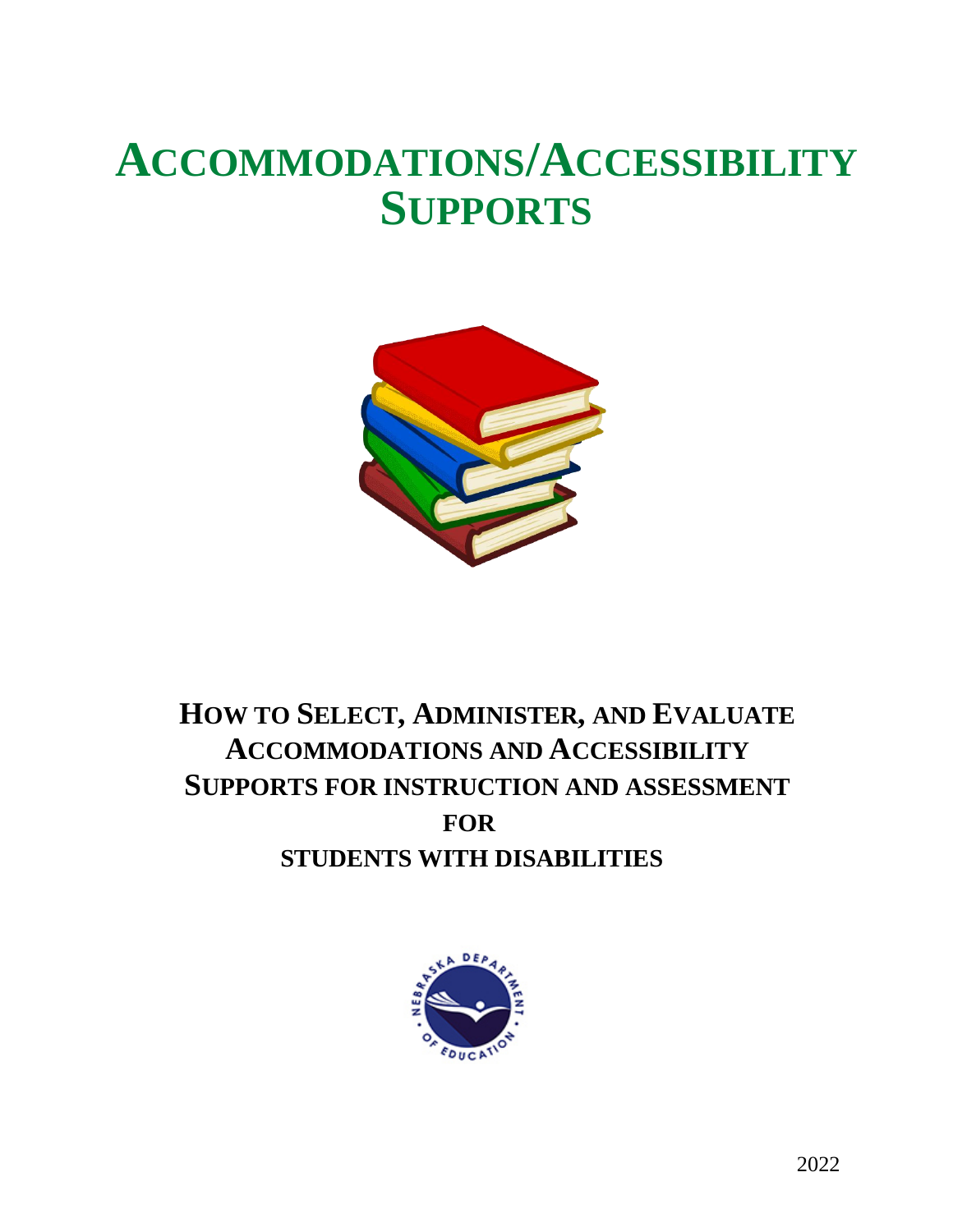# ACCOMMODATIONS/ACCESSIBILITY SUPPORTS

## HOW TO SELECT, ADMINISTER, AND EVALUATE ACCOMMODATIONS AND ACCESSIBILITY SUPPORTS FOR INSTRUCTION AND ASSESSMENT FOR STUDENTS WITH DISABILITIES

2022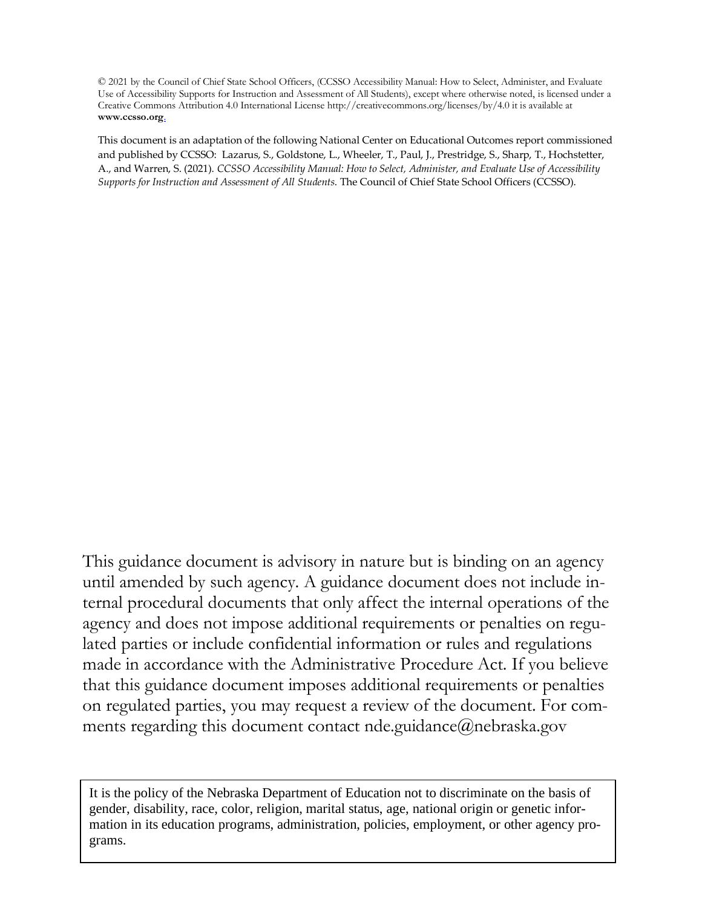© 2021 by the Council of Chief State School Officers, (CCSSO Accessibility Manual: How to Select, Administer, and Evaluate Use of Accessibility Supports for Instruction and Assessment of All Students), except where otherwise noted, is licensed under a Creative Commons Attribution 4.0 International License http://creativecommons.org/licenses/by/4.0 it is available at **www.ccsso.org**.

This document is an adaptation of the following National Center on Educational Outcomes report commissioned and published by CCSSO: Lazarus, S., Goldstone, L., Wheeler, T., Paul, J., Prestridge, S., Sharp, T., Hochstetter, A., and Warren, S. (2021). *CCSSO Accessibility Manual: How to Select, Administer, and Evaluate Use of Accessibility Supports for Instruction and Assessment of All Students*. The Council of Chief State School Officers (CCSSO).

This guidance document is advisory in nature but is binding on an agency until amended by such agency. A guidance document does not include internal procedural documents that only affect the internal operations of the agency and does not impose additional requirements or penalties on regulated parties or include confidential information or rules and regulations made in accordance with the Administrative Procedure Act. If you believe that this guidance document imposes additional requirements or penalties on regulated parties, you may request a review of the document. For comments regarding this document contact nde.guidance@nebraska.gov

It is the policy of the Nebraska Department of Education not to discriminate on the basis of gender, disability, race, color, religion, marital status, age, national origin or genetic information in its education programs, administration, policies, employment, or other agency programs.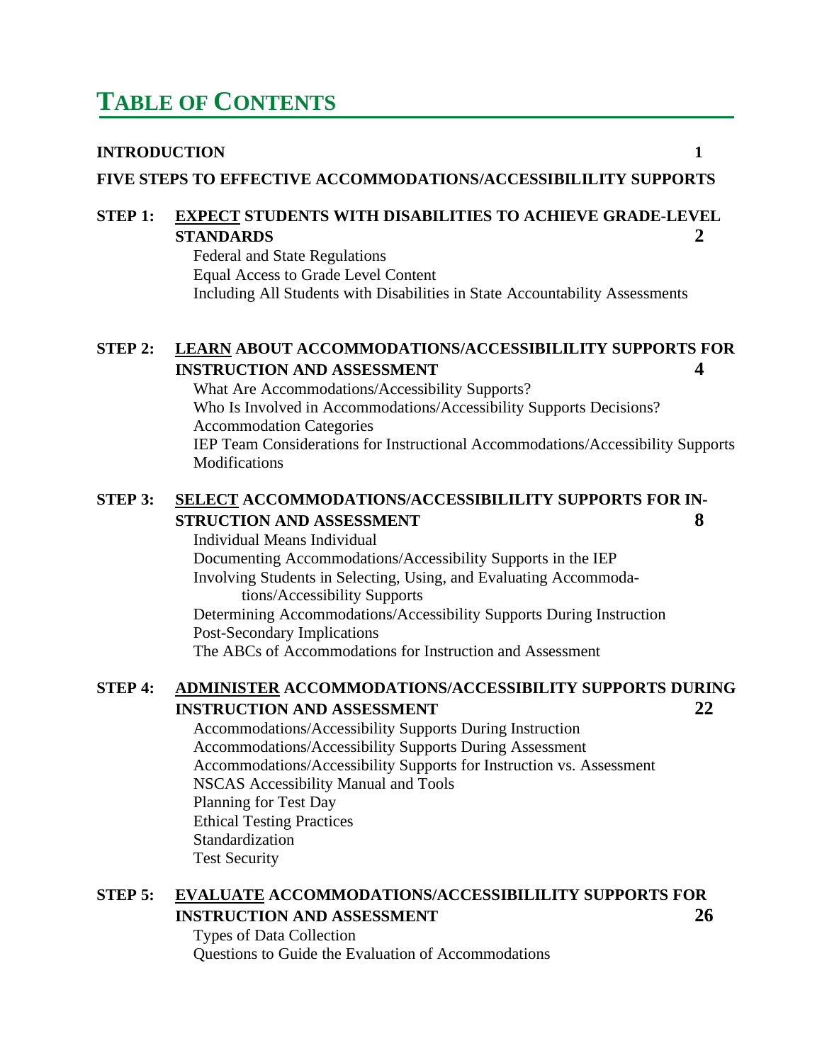# TABLE OF CONTENTS

**INTRODUCTION** **1**

**FIVE STEPS TO EFFECTIVE ACCOMMODATIONS/ACCESSIBILILITY SUPPORTS**

**STEP 1: EXPECT STUDENTS WITH DISABILITIES TO ACHIEVE GRADE-LEVEL STANDARDS** **2**

- Federal and State Regulations
- Equal Access to Grade Level Content
- Including All Students with Disabilities in State Accountability Assessments

**STEP 2: LEARN ABOUT ACCOMMODATIONS/ACCESSIBILILITY SUPPORTS FOR INSTRUCTION AND ASSESSMENT** **4**

- What Are Accommodations/Accessibility Supports?
- Who Is Involved in Accommodations/Accessibility Supports Decisions?
- Accommodation Categories
- IEP Team Considerations for Instructional Accommodations/Accessibility Supports
- Modifications

**STEP 3: SELECT ACCOMMODATIONS/ACCESSIBILILITY SUPPORTS FOR INSTRUCTION AND ASSESSMENT** **8**

- Individual Means Individual
- Documenting Accommodations/Accessibility Supports in the IEP
- Involving Students in Selecting, Using, and Evaluating Accommodations/Accessibility Supports
- Determining Accommodations/Accessibility Supports During Instruction
- Post-Secondary Implications
- The ABCs of Accommodations for Instruction and Assessment

**STEP 4: ADMINISTER ACCOMMODATIONS/ACCESSIBILITY SUPPORTS DURING INSTRUCTION AND ASSESSMENT** **22**

- Accommodations/Accessibility Supports During Instruction
- Accommodations/Accessibility Supports During Assessment
- Accommodations/Accessibility Supports for Instruction vs. Assessment
- NSCAS Accessibility Manual and Tools
- Planning for Test Day
- Ethical Testing Practices
- Standardization
- Test Security

**STEP 5: EVALUATE ACCOMMODATIONS/ACCESSIBILILITY SUPPORTS FOR INSTRUCTION AND ASSESSMENT** **26**

- Types of Data Collection
- Questions to Guide the Evaluation of Accommodations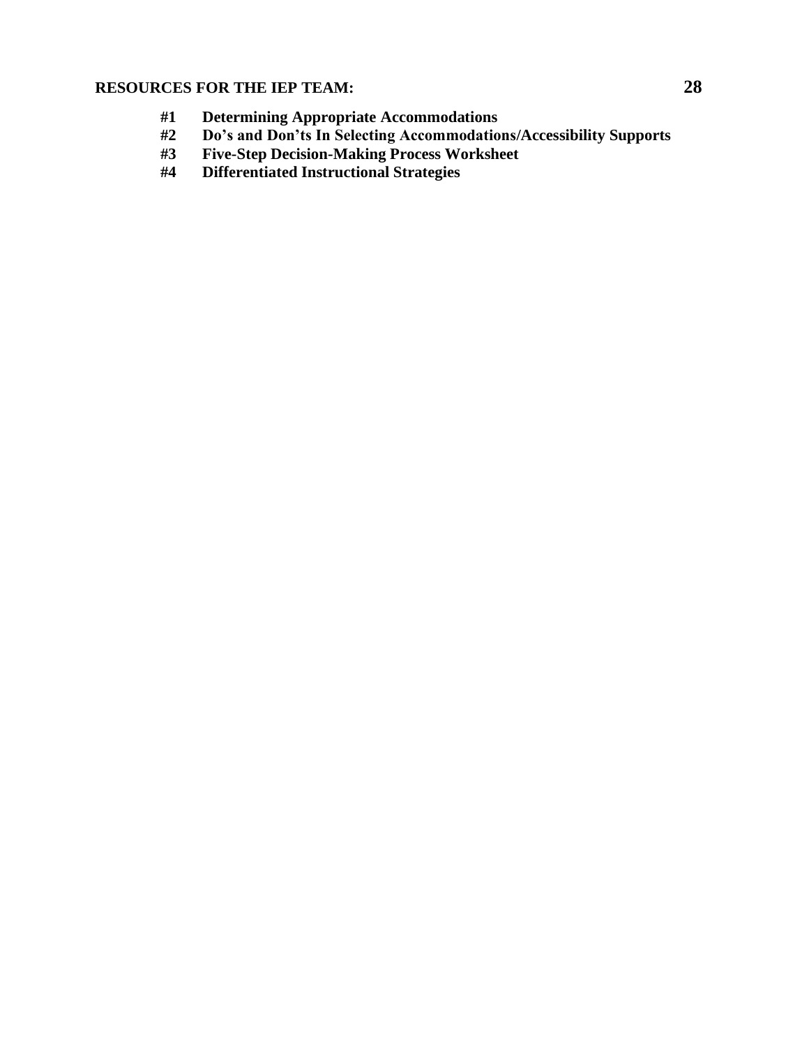## RESOURCES FOR THE IEP TEAM:

**#1 Determining Appropriate Accommodations**

**#2 Do's and Don'ts In Selecting Accommodations/Accessibility Supports**

**#3 Five-Step Decision-Making Process Worksheet**

**#4 Differentiated Instructional Strategies**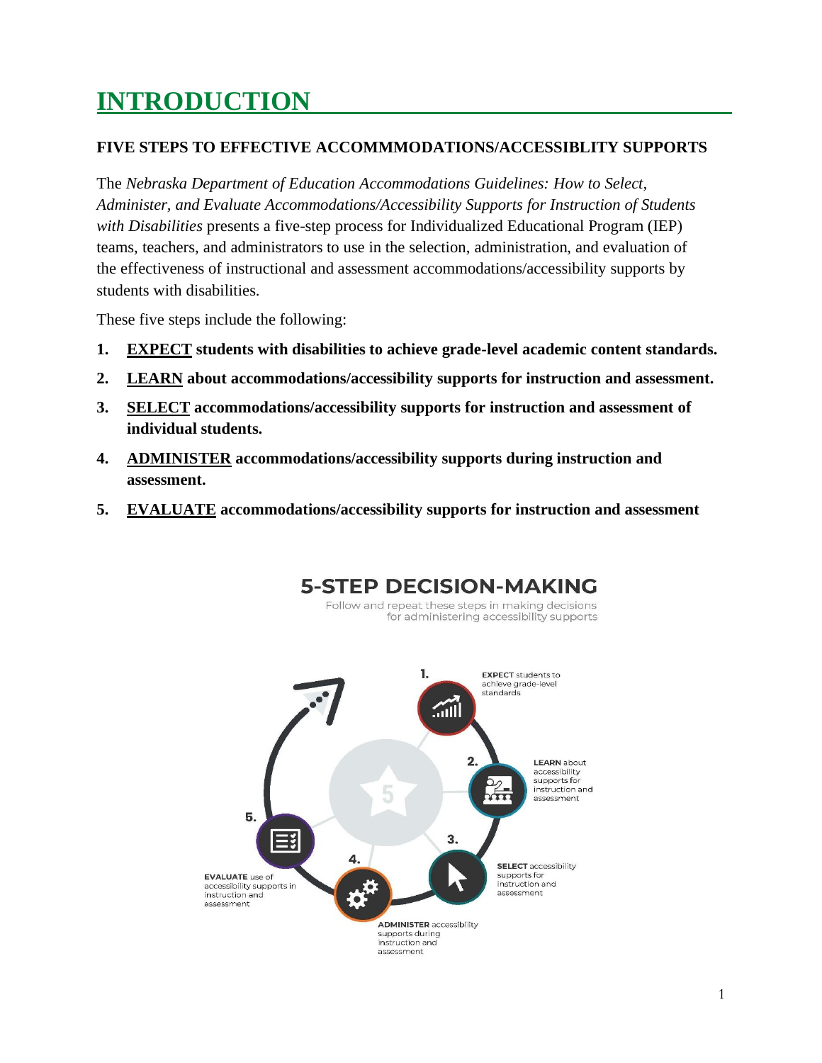# INTRODUCTION

## FIVE STEPS TO EFFECTIVE ACCOMMMODATIONS/ACCESSIBLITY SUPPORTS

The *Nebraska Department of Education Accommodations Guidelines: How to Select, Administer, and Evaluate Accommodations/Accessibility Supports for Instruction of Students with Disabilities* presents a five-step process for Individualized Educational Program (IEP) teams, teachers, and administrators to use in the selection, administration, and evaluation of the effectiveness of instructional and assessment accommodations/accessibility supports by students with disabilities.

These five steps include the following:

1. **EXPECT students with disabilities to achieve grade-level academic content standards.**
2. **LEARN about accommodations/accessibility supports for instruction and assessment.**
3. **SELECT accommodations/accessibility supports for instruction and assessment of individual students.**
4. **ADMINISTER accommodations/accessibility supports during instruction and assessment.**
5. **EVALUATE accommodations/accessibility supports for instruction and assessment**

**5-STEP DECISION-MAKING**

Follow and repeat these steps in making decisions for administering accessibility supports

1. **EXPECT** students to achieve grade-level standards
2. **LEARN** about accessibility supports for instruction and assessment
3. **SELECT** accessibility supports for instruction and assessment
4. **ADMINISTER** accessibility supports during instruction and assessment
5. **EVALUATE** use of accessibility supports in instruction and assessment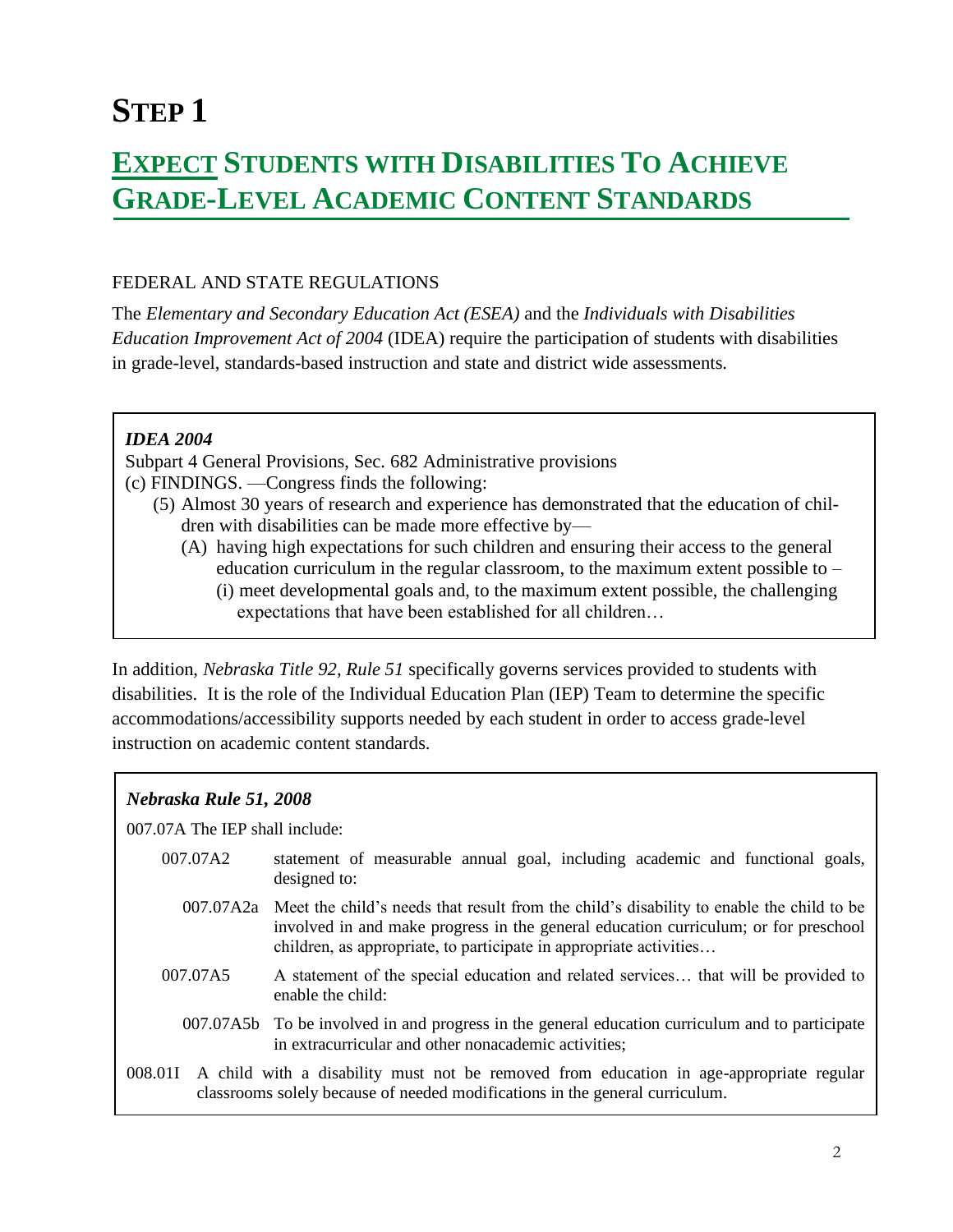# STEP 1

## EXPECT STUDENTS WITH DISABILITIES TO ACHIEVE GRADE-LEVEL ACADEMIC CONTENT STANDARDS

FEDERAL AND STATE REGULATIONS

The *Elementary and Secondary Education Act (ESEA)* and the *Individuals with Disabilities Education Improvement Act of 2004* (IDEA) require the participation of students with disabilities in grade-level, standards-based instruction and state and district wide assessments.

> ***IDEA 2004***
>
> Subpart 4 General Provisions, Sec. 682 Administrative provisions
>
> (c) FINDINGS. —Congress finds the following:
>
> (5) Almost 30 years of research and experience has demonstrated that the education of children with disabilities can be made more effective by—
>
> (A) having high expectations for such children and ensuring their access to the general education curriculum in the regular classroom, to the maximum extent possible to –
>
> (i) meet developmental goals and, to the maximum extent possible, the challenging expectations that have been established for all children…

In addition, *Nebraska Title 92, Rule 51* specifically governs services provided to students with disabilities. It is the role of the Individual Education Plan (IEP) Team to determine the specific accommodations/accessibility supports needed by each student in order to access grade-level instruction on academic content standards.

> ***Nebraska Rule 51, 2008***
>
> 007.07A The IEP shall include:
>
> 007.07A2 statement of measurable annual goal, including academic and functional goals, designed to:
>
> 007.07A2a Meet the child's needs that result from the child's disability to enable the child to be involved in and make progress in the general education curriculum; or for preschool children, as appropriate, to participate in appropriate activities…
>
> 007.07A5 A statement of the special education and related services… that will be provided to enable the child:
>
> 007.07A5b To be involved in and progress in the general education curriculum and to participate in extracurricular and other nonacademic activities;
>
> 008.01I A child with a disability must not be removed from education in age-appropriate regular classrooms solely because of needed modifications in the general curriculum.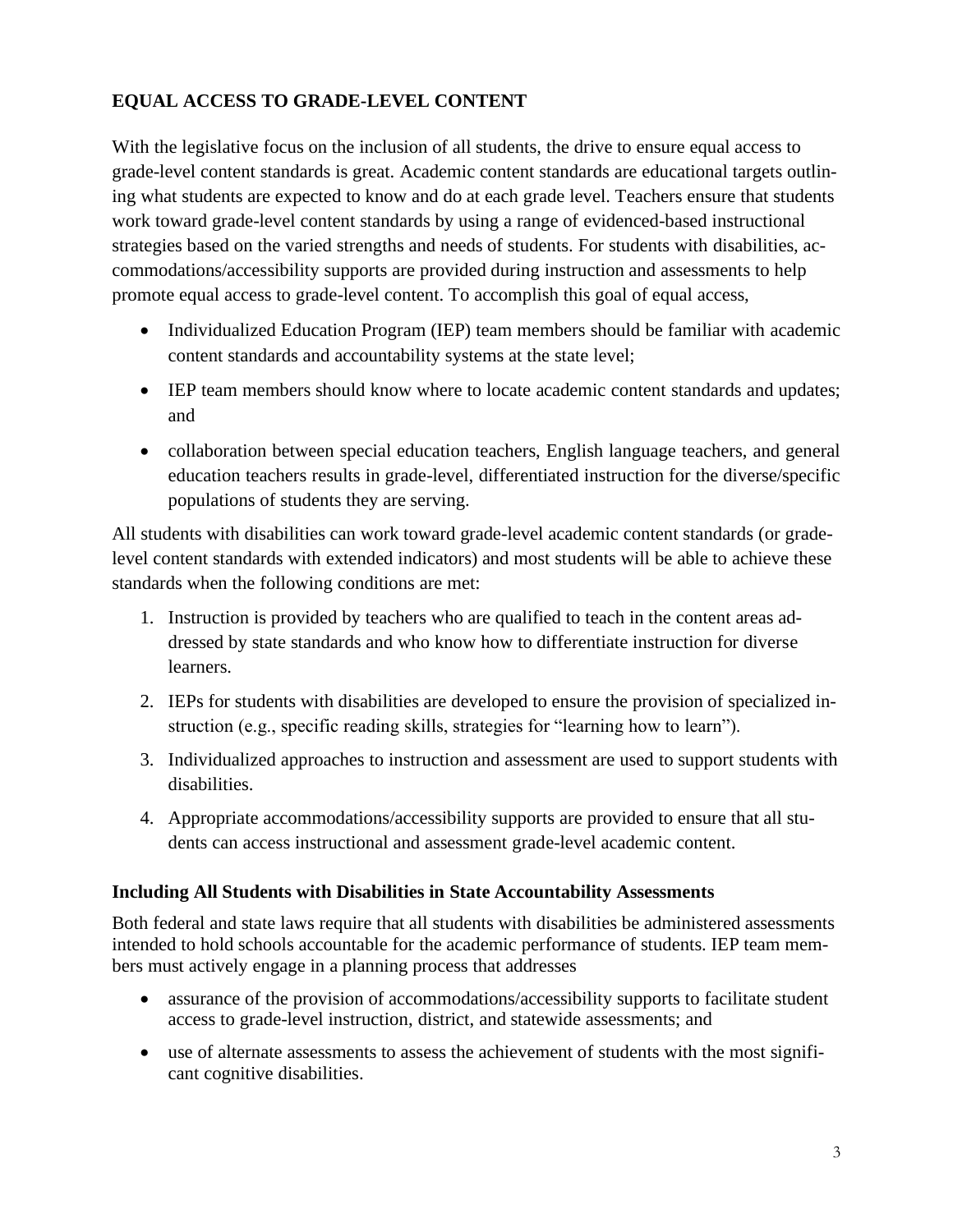## EQUAL ACCESS TO GRADE-LEVEL CONTENT

With the legislative focus on the inclusion of all students, the drive to ensure equal access to grade-level content standards is great. Academic content standards are educational targets outlining what students are expected to know and do at each grade level. Teachers ensure that students work toward grade-level content standards by using a range of evidenced-based instructional strategies based on the varied strengths and needs of students. For students with disabilities, accommodations/accessibility supports are provided during instruction and assessments to help promote equal access to grade-level content. To accomplish this goal of equal access,

- Individualized Education Program (IEP) team members should be familiar with academic content standards and accountability systems at the state level;
- IEP team members should know where to locate academic content standards and updates; and
- collaboration between special education teachers, English language teachers, and general education teachers results in grade-level, differentiated instruction for the diverse/specific populations of students they are serving.

All students with disabilities can work toward grade-level academic content standards (or grade-level content standards with extended indicators) and most students will be able to achieve these standards when the following conditions are met:

1. Instruction is provided by teachers who are qualified to teach in the content areas addressed by state standards and who know how to differentiate instruction for diverse learners.
2. IEPs for students with disabilities are developed to ensure the provision of specialized instruction (e.g., specific reading skills, strategies for "learning how to learn").
3. Individualized approaches to instruction and assessment are used to support students with disabilities.
4. Appropriate accommodations/accessibility supports are provided to ensure that all students can access instructional and assessment grade-level academic content.

### Including All Students with Disabilities in State Accountability Assessments

Both federal and state laws require that all students with disabilities be administered assessments intended to hold schools accountable for the academic performance of students. IEP team members must actively engage in a planning process that addresses

- assurance of the provision of accommodations/accessibility supports to facilitate student access to grade-level instruction, district, and statewide assessments; and
- use of alternate assessments to assess the achievement of students with the most significant cognitive disabilities.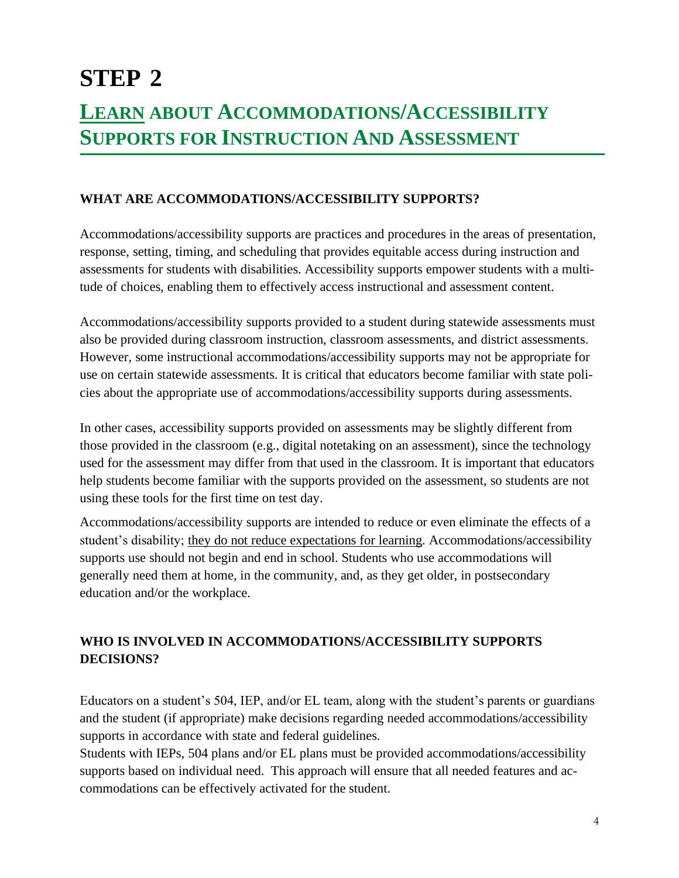# STEP 2

## LEARN ABOUT ACCOMMODATIONS/ACCESSIBILITY SUPPORTS FOR INSTRUCTION AND ASSESSMENT

### WHAT ARE ACCOMMODATIONS/ACCESSIBILITY SUPPORTS?

Accommodations/accessibility supports are practices and procedures in the areas of presentation, response, setting, timing, and scheduling that provides equitable access during instruction and assessments for students with disabilities. Accessibility supports empower students with a multitude of choices, enabling them to effectively access instructional and assessment content.

Accommodations/accessibility supports provided to a student during statewide assessments must also be provided during classroom instruction, classroom assessments, and district assessments. However, some instructional accommodations/accessibility supports may not be appropriate for use on certain statewide assessments. It is critical that educators become familiar with state policies about the appropriate use of accommodations/accessibility supports during assessments.

In other cases, accessibility supports provided on assessments may be slightly different from those provided in the classroom (e.g., digital notetaking on an assessment), since the technology used for the assessment may differ from that used in the classroom. It is important that educators help students become familiar with the supports provided on the assessment, so students are not using these tools for the first time on test day.

Accommodations/accessibility supports are intended to reduce or even eliminate the effects of a student's disability; they do not reduce expectations for learning. Accommodations/accessibility supports use should not begin and end in school. Students who use accommodations will generally need them at home, in the community, and, as they get older, in postsecondary education and/or the workplace.

### WHO IS INVOLVED IN ACCOMMODATIONS/ACCESSIBILITY SUPPORTS DECISIONS?

Educators on a student's 504, IEP, and/or EL team, along with the student's parents or guardians and the student (if appropriate) make decisions regarding needed accommodations/accessibility supports in accordance with state and federal guidelines.

Students with IEPs, 504 plans and/or EL plans must be provided accommodations/accessibility supports based on individual need. This approach will ensure that all needed features and accommodations can be effectively activated for the student.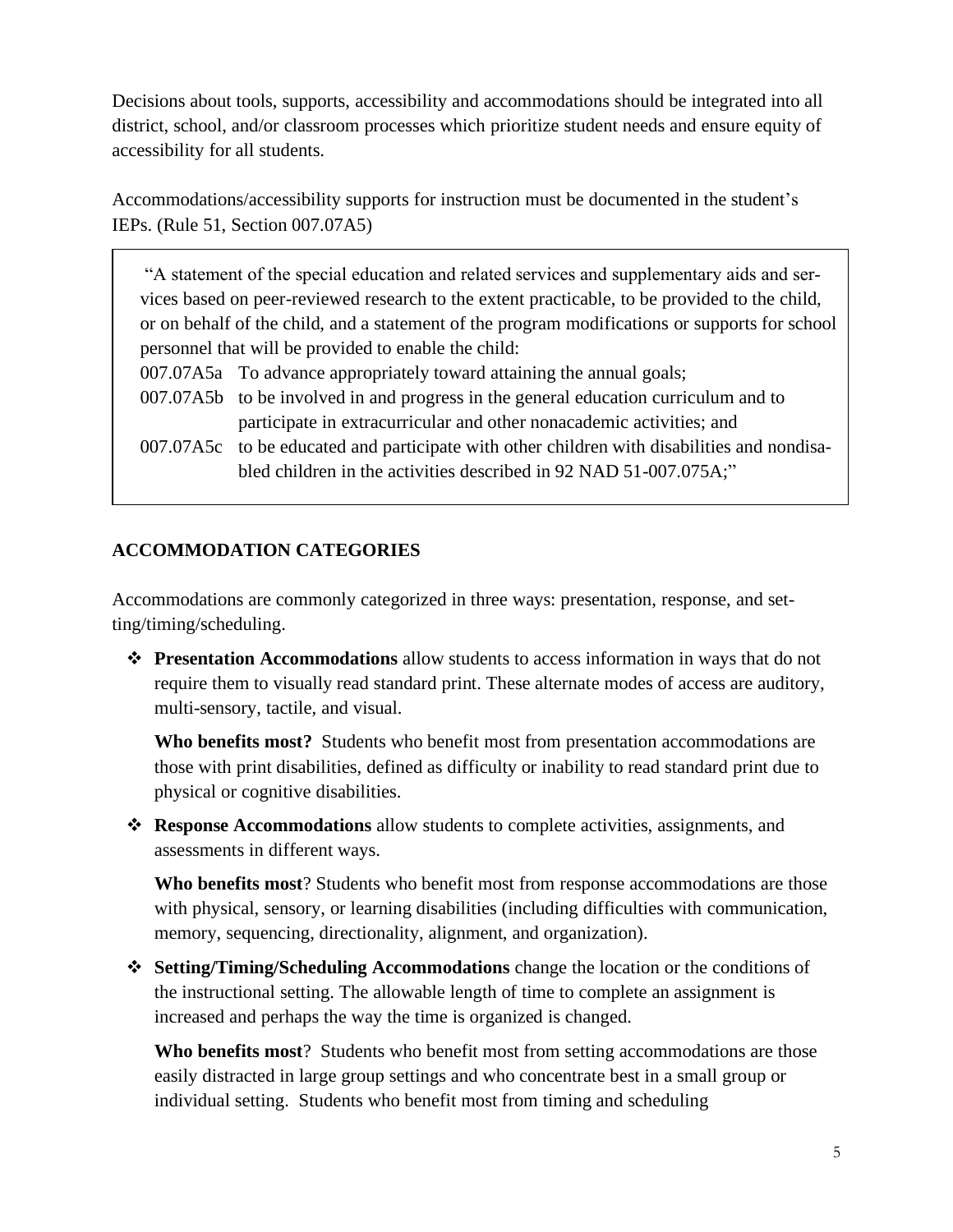Decisions about tools, supports, accessibility and accommodations should be integrated into all district, school, and/or classroom processes which prioritize student needs and ensure equity of accessibility for all students.

Accommodations/accessibility supports for instruction must be documented in the student's IEPs. (Rule 51, Section 007.07A5)

> "A statement of the special education and related services and supplementary aids and services based on peer-reviewed research to the extent practicable, to be provided to the child, or on behalf of the child, and a statement of the program modifications or supports for school personnel that will be provided to enable the child:
>
> 007.07A5a To advance appropriately toward attaining the annual goals;
>
> 007.07A5b to be involved in and progress in the general education curriculum and to participate in extracurricular and other nonacademic activities; and
>
> 007.07A5c to be educated and participate with other children with disabilities and nondisabled children in the activities described in 92 NAD 51-007.075A;"

## ACCOMMODATION CATEGORIES

Accommodations are commonly categorized in three ways: presentation, response, and setting/timing/scheduling.

- **Presentation Accommodations** allow students to access information in ways that do not require them to visually read standard print. These alternate modes of access are auditory, multi-sensory, tactile, and visual.

  **Who benefits most?** Students who benefit most from presentation accommodations are those with print disabilities, defined as difficulty or inability to read standard print due to physical or cognitive disabilities.

- **Response Accommodations** allow students to complete activities, assignments, and assessments in different ways.

  **Who benefits most**? Students who benefit most from response accommodations are those with physical, sensory, or learning disabilities (including difficulties with communication, memory, sequencing, directionality, alignment, and organization).

- **Setting/Timing/Scheduling Accommodations** change the location or the conditions of the instructional setting. The allowable length of time to complete an assignment is increased and perhaps the way the time is organized is changed.

  **Who benefits most**? Students who benefit most from setting accommodations are those easily distracted in large group settings and who concentrate best in a small group or individual setting. Students who benefit most from timing and scheduling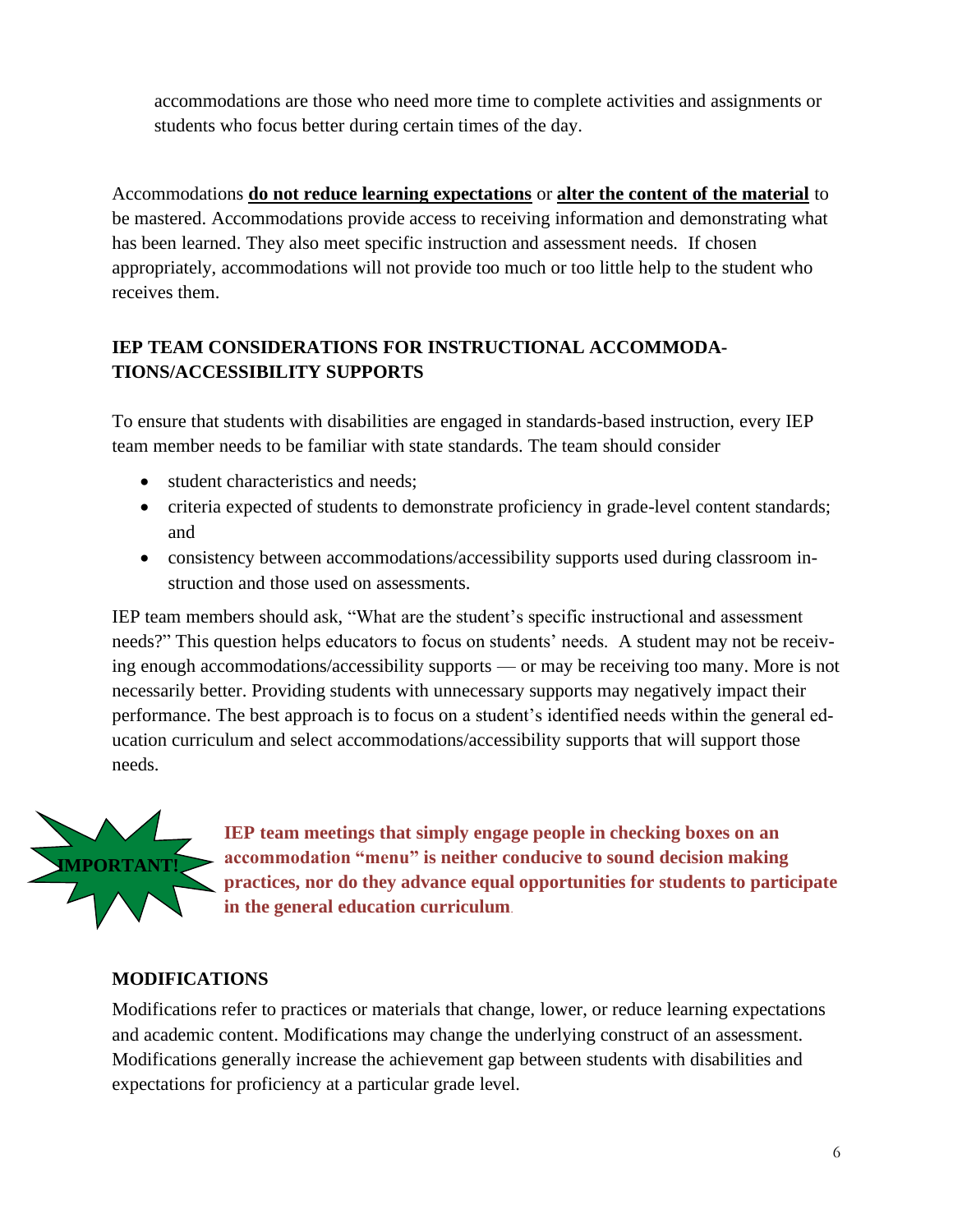accommodations are those who need more time to complete activities and assignments or students who focus better during certain times of the day.

Accommodations **do not reduce learning expectations** or **alter the content of the material** to be mastered. Accommodations provide access to receiving information and demonstrating what has been learned. They also meet specific instruction and assessment needs. If chosen appropriately, accommodations will not provide too much or too little help to the student who receives them.

## IEP TEAM CONSIDERATIONS FOR INSTRUCTIONAL ACCOMMODATIONS/ACCESSIBILITY SUPPORTS

To ensure that students with disabilities are engaged in standards-based instruction, every IEP team member needs to be familiar with state standards. The team should consider

- student characteristics and needs;
- criteria expected of students to demonstrate proficiency in grade-level content standards; and
- consistency between accommodations/accessibility supports used during classroom instruction and those used on assessments.

IEP team members should ask, "What are the student's specific instructional and assessment needs?" This question helps educators to focus on students' needs. A student may not be receiving enough accommodations/accessibility supports — or may be receiving too many. More is not necessarily better. Providing students with unnecessary supports may negatively impact their performance. The best approach is to focus on a student's identified needs within the general education curriculum and select accommodations/accessibility supports that will support those needs.

**IMPORTANT!** **IEP team meetings that simply engage people in checking boxes on an accommodation "menu" is neither conducive to sound decision making practices, nor do they advance equal opportunities for students to participate in the general education curriculum.**

## MODIFICATIONS

Modifications refer to practices or materials that change, lower, or reduce learning expectations and academic content. Modifications may change the underlying construct of an assessment. Modifications generally increase the achievement gap between students with disabilities and expectations for proficiency at a particular grade level.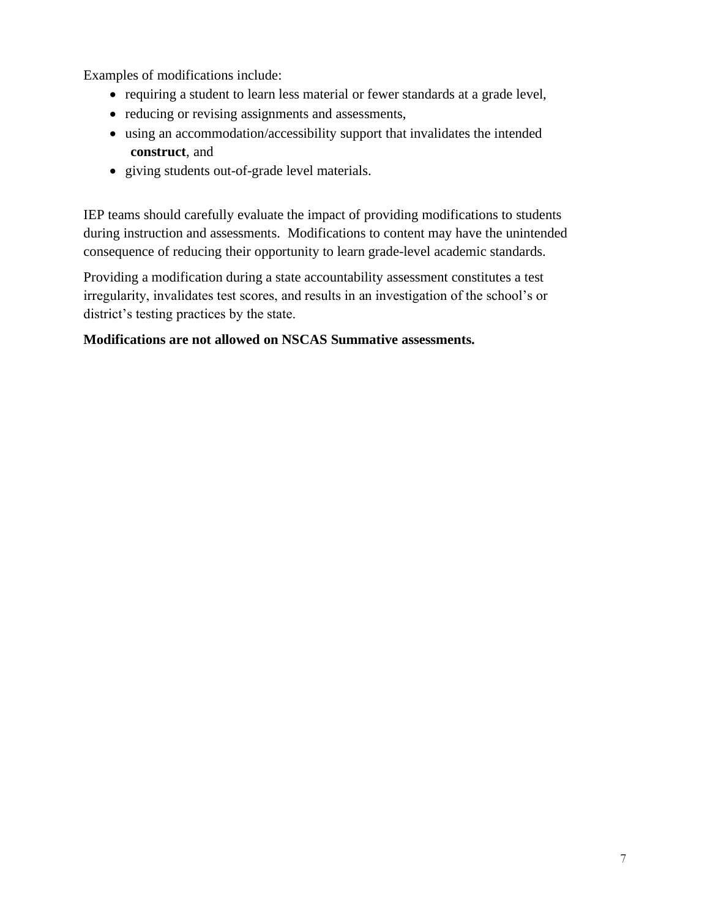Examples of modifications include:

- requiring a student to learn less material or fewer standards at a grade level,
- reducing or revising assignments and assessments,
- using an accommodation/accessibility support that invalidates the intended **construct**, and
- giving students out-of-grade level materials.

IEP teams should carefully evaluate the impact of providing modifications to students during instruction and assessments. Modifications to content may have the unintended consequence of reducing their opportunity to learn grade-level academic standards.

Providing a modification during a state accountability assessment constitutes a test irregularity, invalidates test scores, and results in an investigation of the school's or district's testing practices by the state.

**Modifications are not allowed on NSCAS Summative assessments.**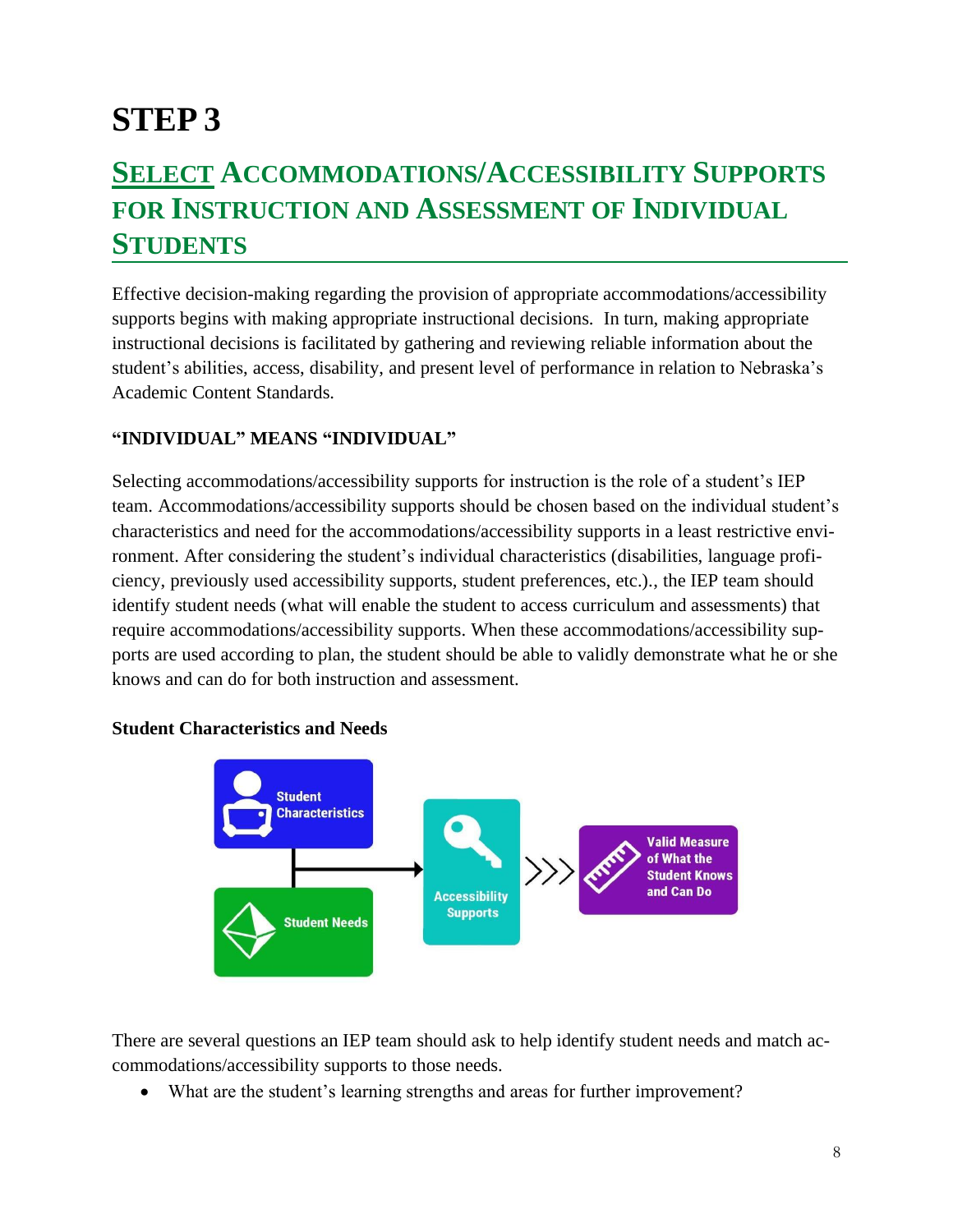# STEP 3

## SELECT ACCOMMODATIONS/ACCESSIBILITY SUPPORTS FOR INSTRUCTION AND ASSESSMENT OF INDIVIDUAL STUDENTS

Effective decision-making regarding the provision of appropriate accommodations/accessibility supports begins with making appropriate instructional decisions. In turn, making appropriate instructional decisions is facilitated by gathering and reviewing reliable information about the student's abilities, access, disability, and present level of performance in relation to Nebraska's Academic Content Standards.

### "INDIVIDUAL" MEANS "INDIVIDUAL"

Selecting accommodations/accessibility supports for instruction is the role of a student's IEP team. Accommodations/accessibility supports should be chosen based on the individual student's characteristics and need for the accommodations/accessibility supports in a least restrictive environment. After considering the student's individual characteristics (disabilities, language proficiency, previously used accessibility supports, student preferences, etc.)., the IEP team should identify student needs (what will enable the student to access curriculum and assessments) that require accommodations/accessibility supports. When these accommodations/accessibility supports are used according to plan, the student should be able to validly demonstrate what he or she knows and can do for both instruction and assessment.

**Student Characteristics and Needs**

Student Characteristics → Student Needs → Accessibility Supports >>> Valid Measure of What the Student Knows and Can Do

There are several questions an IEP team should ask to help identify student needs and match accommodations/accessibility supports to those needs.

- What are the student's learning strengths and areas for further improvement?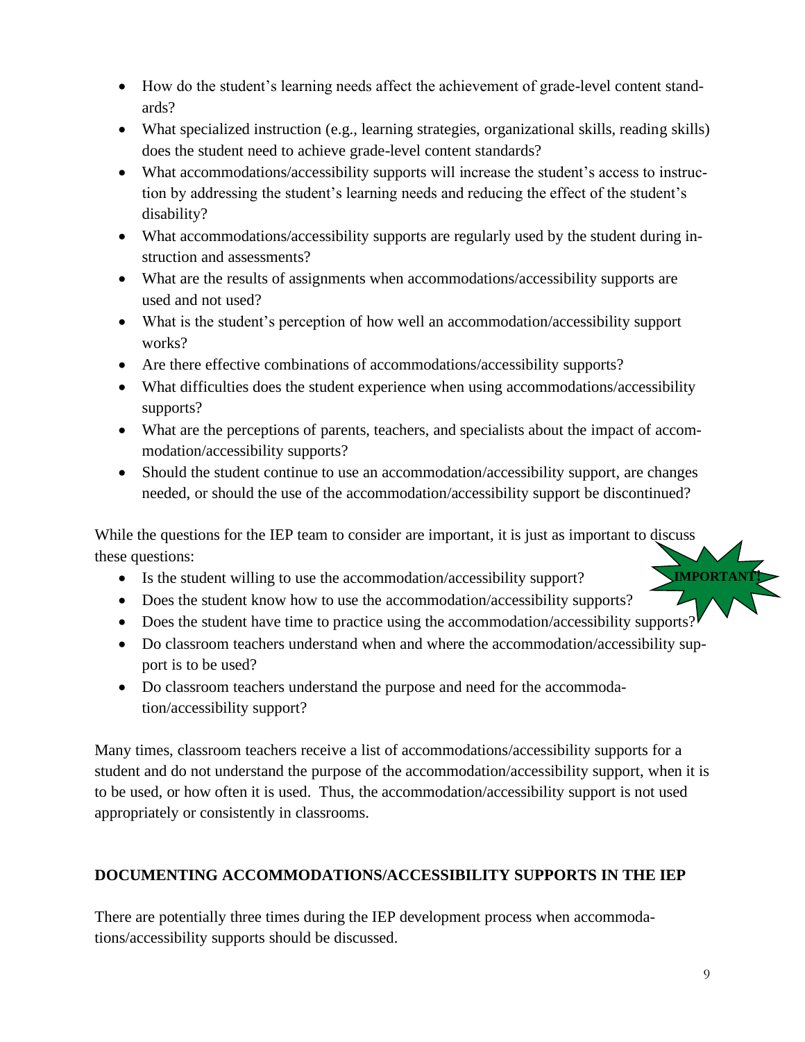- How do the student's learning needs affect the achievement of grade-level content standards?
- What specialized instruction (e.g., learning strategies, organizational skills, reading skills) does the student need to achieve grade-level content standards?
- What accommodations/accessibility supports will increase the student's access to instruction by addressing the student's learning needs and reducing the effect of the student's disability?
- What accommodations/accessibility supports are regularly used by the student during instruction and assessments?
- What are the results of assignments when accommodations/accessibility supports are used and not used?
- What is the student's perception of how well an accommodation/accessibility support works?
- Are there effective combinations of accommodations/accessibility supports?
- What difficulties does the student experience when using accommodations/accessibility supports?
- What are the perceptions of parents, teachers, and specialists about the impact of accommodation/accessibility supports?
- Should the student continue to use an accommodation/accessibility support, are changes needed, or should the use of the accommodation/accessibility support be discontinued?

While the questions for the IEP team to consider are important, it is just as important to discuss these questions:

**IMPORTANT!**

- Is the student willing to use the accommodation/accessibility support?
- Does the student know how to use the accommodation/accessibility supports?
- Does the student have time to practice using the accommodation/accessibility supports?
- Do classroom teachers understand when and where the accommodation/accessibility support is to be used?
- Do classroom teachers understand the purpose and need for the accommodation/accessibility support?

Many times, classroom teachers receive a list of accommodations/accessibility supports for a student and do not understand the purpose of the accommodation/accessibility support, when it is to be used, or how often it is used. Thus, the accommodation/accessibility support is not used appropriately or consistently in classrooms.

## DOCUMENTING ACCOMMODATIONS/ACCESSIBILITY SUPPORTS IN THE IEP

There are potentially three times during the IEP development process when accommodations/accessibility supports should be discussed.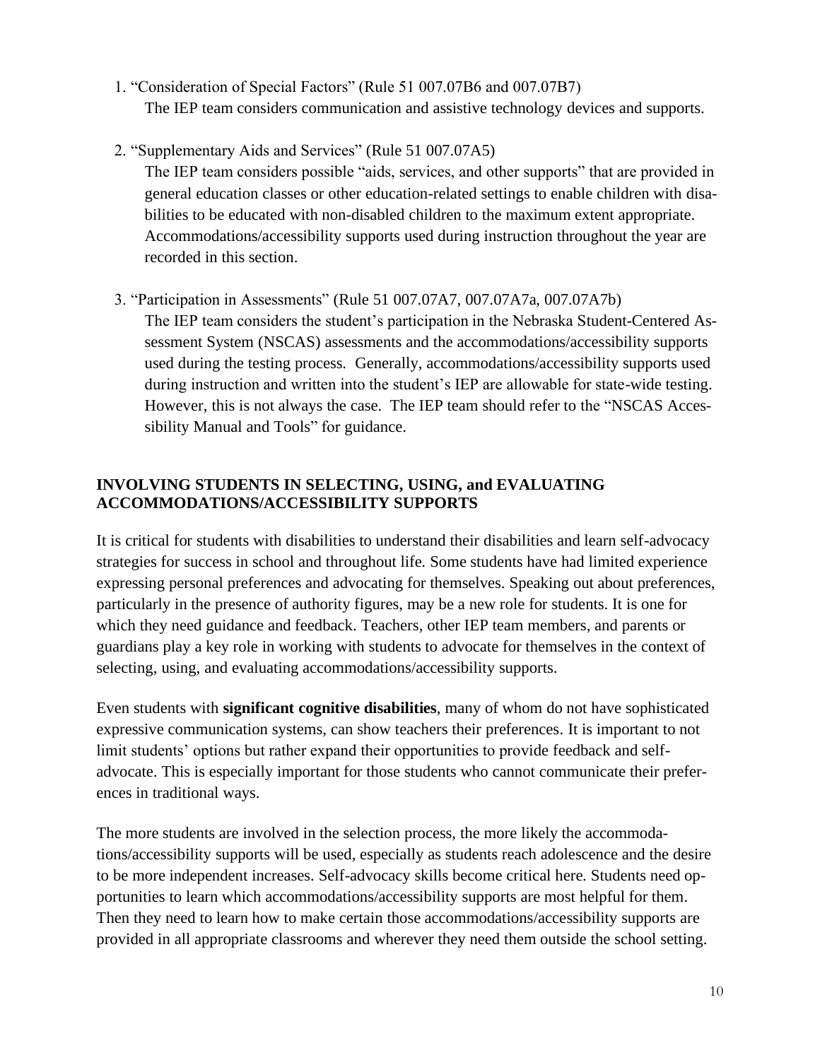1. "Consideration of Special Factors" (Rule 51 007.07B6 and 007.07B7)
   The IEP team considers communication and assistive technology devices and supports.

2. "Supplementary Aids and Services" (Rule 51 007.07A5)
   The IEP team considers possible "aids, services, and other supports" that are provided in general education classes or other education-related settings to enable children with disabilities to be educated with non-disabled children to the maximum extent appropriate. Accommodations/accessibility supports used during instruction throughout the year are recorded in this section.

3. "Participation in Assessments" (Rule 51 007.07A7, 007.07A7a, 007.07A7b)
   The IEP team considers the student's participation in the Nebraska Student-Centered Assessment System (NSCAS) assessments and the accommodations/accessibility supports used during the testing process. Generally, accommodations/accessibility supports used during instruction and written into the student's IEP are allowable for state-wide testing. However, this is not always the case. The IEP team should refer to the "NSCAS Accessibility Manual and Tools" for guidance.

## INVOLVING STUDENTS IN SELECTING, USING, and EVALUATING ACCOMMODATIONS/ACCESSIBILITY SUPPORTS

It is critical for students with disabilities to understand their disabilities and learn self-advocacy strategies for success in school and throughout life. Some students have had limited experience expressing personal preferences and advocating for themselves. Speaking out about preferences, particularly in the presence of authority figures, may be a new role for students. It is one for which they need guidance and feedback. Teachers, other IEP team members, and parents or guardians play a key role in working with students to advocate for themselves in the context of selecting, using, and evaluating accommodations/accessibility supports.

Even students with **significant cognitive disabilities**, many of whom do not have sophisticated expressive communication systems, can show teachers their preferences. It is important to not limit students' options but rather expand their opportunities to provide feedback and self-advocate. This is especially important for those students who cannot communicate their preferences in traditional ways.

The more students are involved in the selection process, the more likely the accommodations/accessibility supports will be used, especially as students reach adolescence and the desire to be more independent increases. Self-advocacy skills become critical here. Students need opportunities to learn which accommodations/accessibility supports are most helpful for them. Then they need to learn how to make certain those accommodations/accessibility supports are provided in all appropriate classrooms and wherever they need them outside the school setting.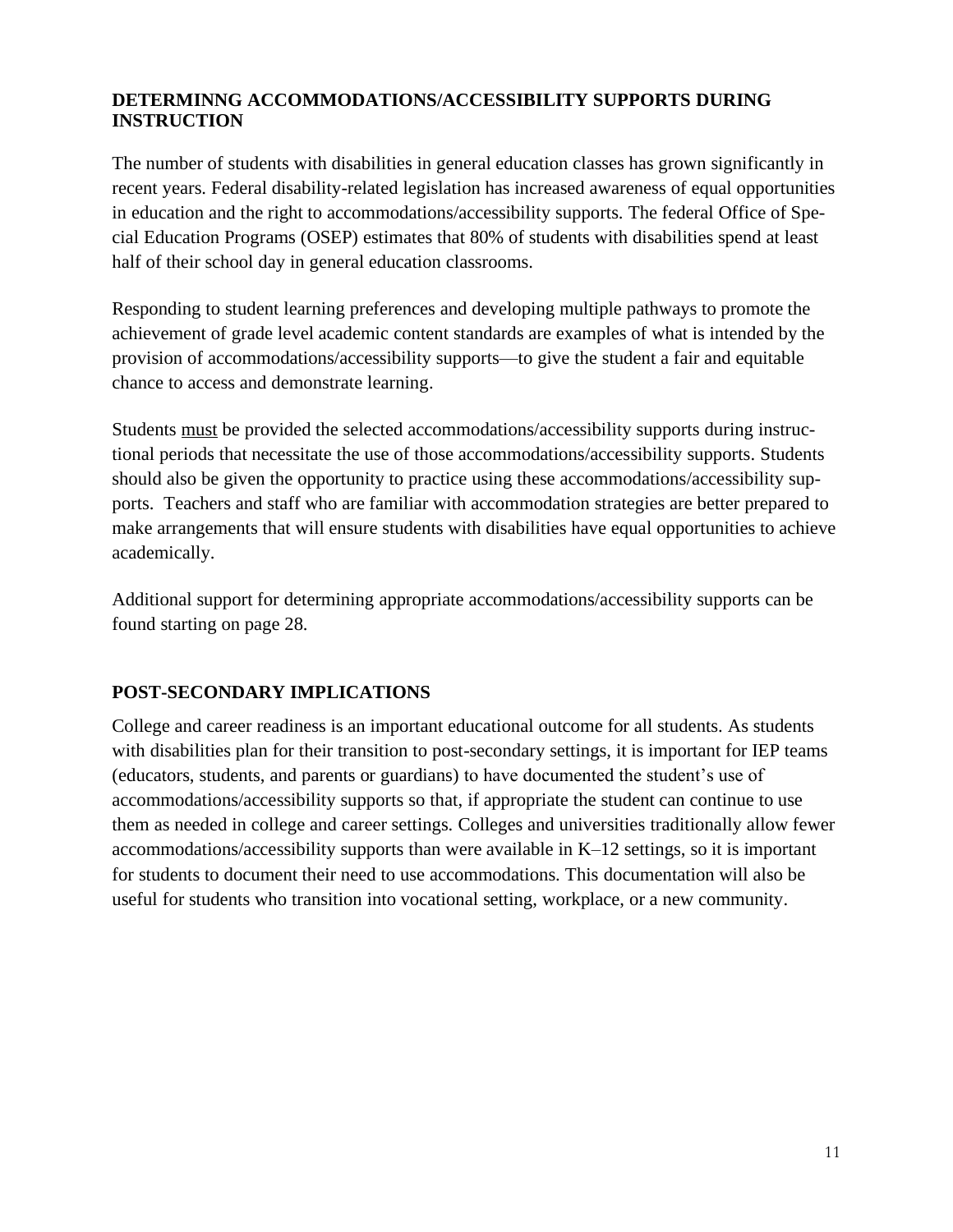## DETERMINNG ACCOMMODATIONS/ACCESSIBILITY SUPPORTS DURING INSTRUCTION

The number of students with disabilities in general education classes has grown significantly in recent years. Federal disability-related legislation has increased awareness of equal opportunities in education and the right to accommodations/accessibility supports. The federal Office of Special Education Programs (OSEP) estimates that 80% of students with disabilities spend at least half of their school day in general education classrooms.

Responding to student learning preferences and developing multiple pathways to promote the achievement of grade level academic content standards are examples of what is intended by the provision of accommodations/accessibility supports—to give the student a fair and equitable chance to access and demonstrate learning.

Students <u>must</u> be provided the selected accommodations/accessibility supports during instructional periods that necessitate the use of those accommodations/accessibility supports. Students should also be given the opportunity to practice using these accommodations/accessibility supports. Teachers and staff who are familiar with accommodation strategies are better prepared to make arrangements that will ensure students with disabilities have equal opportunities to achieve academically.

Additional support for determining appropriate accommodations/accessibility supports can be found starting on page 28.

## POST-SECONDARY IMPLICATIONS

College and career readiness is an important educational outcome for all students. As students with disabilities plan for their transition to post-secondary settings, it is important for IEP teams (educators, students, and parents or guardians) to have documented the student's use of accommodations/accessibility supports so that, if appropriate the student can continue to use them as needed in college and career settings. Colleges and universities traditionally allow fewer accommodations/accessibility supports than were available in K–12 settings, so it is important for students to document their need to use accommodations. This documentation will also be useful for students who transition into vocational setting, workplace, or a new community.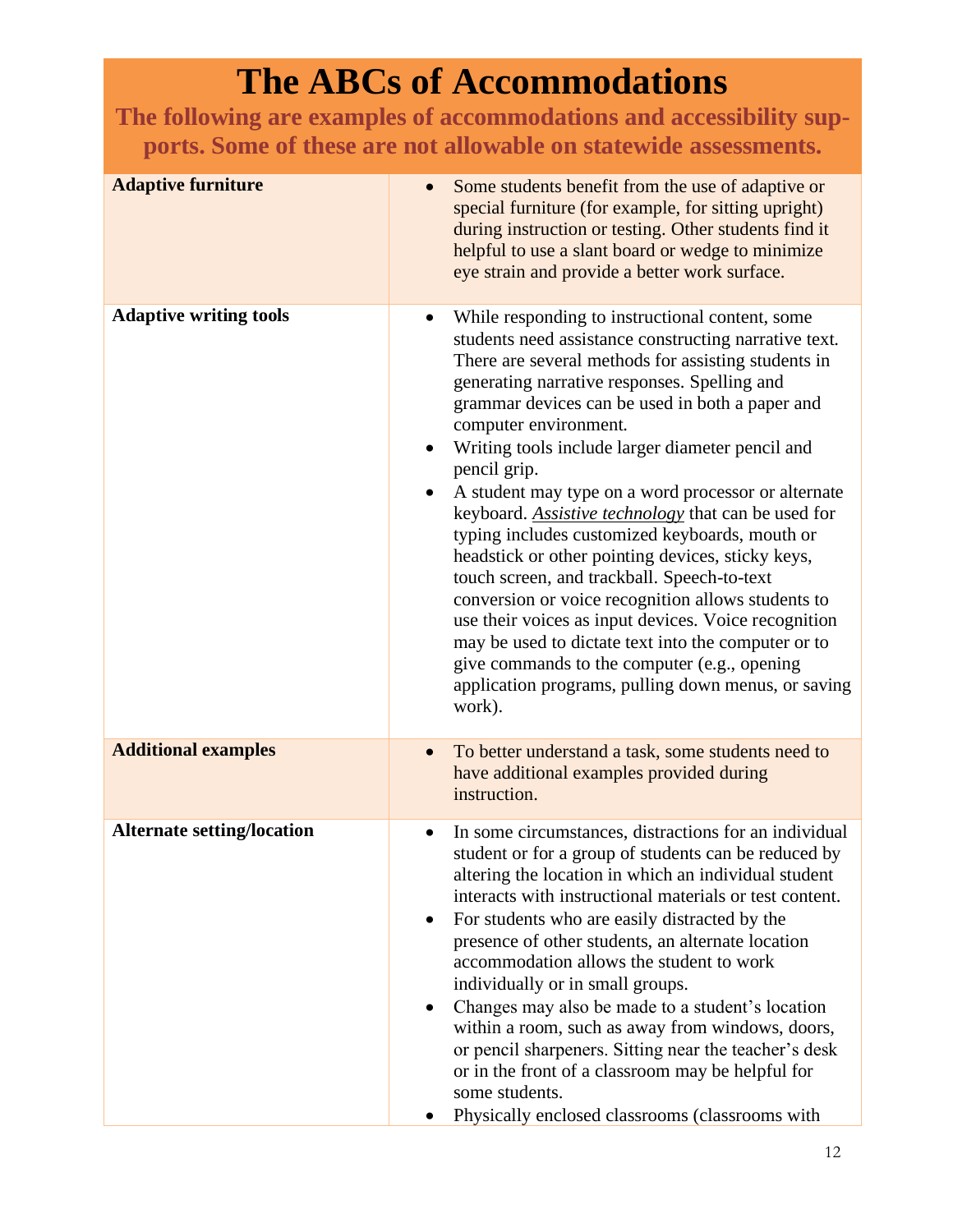# The ABCs of Accommodations

**The following are examples of accommodations and accessibility supports. Some of these are not allowable on statewide assessments.**

| | |
|---|---|
| **Adaptive furniture** | • Some students benefit from the use of adaptive or special furniture (for example, for sitting upright) during instruction or testing. Other students find it helpful to use a slant board or wedge to minimize eye strain and provide a better work surface. |
| **Adaptive writing tools** | • While responding to instructional content, some students need assistance constructing narrative text. There are several methods for assisting students in generating narrative responses. Spelling and grammar devices can be used in both a paper and computer environment.<br>• Writing tools include larger diameter pencil and pencil grip.<br>• A student may type on a word processor or alternate keyboard. *Assistive technology* that can be used for typing includes customized keyboards, mouth or headstick or other pointing devices, sticky keys, touch screen, and trackball. Speech-to-text conversion or voice recognition allows students to use their voices as input devices. Voice recognition may be used to dictate text into the computer or to give commands to the computer (e.g., opening application programs, pulling down menus, or saving work). |
| **Additional examples** | • To better understand a task, some students need to have additional examples provided during instruction. |
| **Alternate setting/location** | • In some circumstances, distractions for an individual student or for a group of students can be reduced by altering the location in which an individual student interacts with instructional materials or test content.<br>• For students who are easily distracted by the presence of other students, an alternate location accommodation allows the student to work individually or in small groups.<br>• Changes may also be made to a student's location within a room, such as away from windows, doors, or pencil sharpeners. Sitting near the teacher's desk or in the front of a classroom may be helpful for some students.<br>• Physically enclosed classrooms (classrooms with |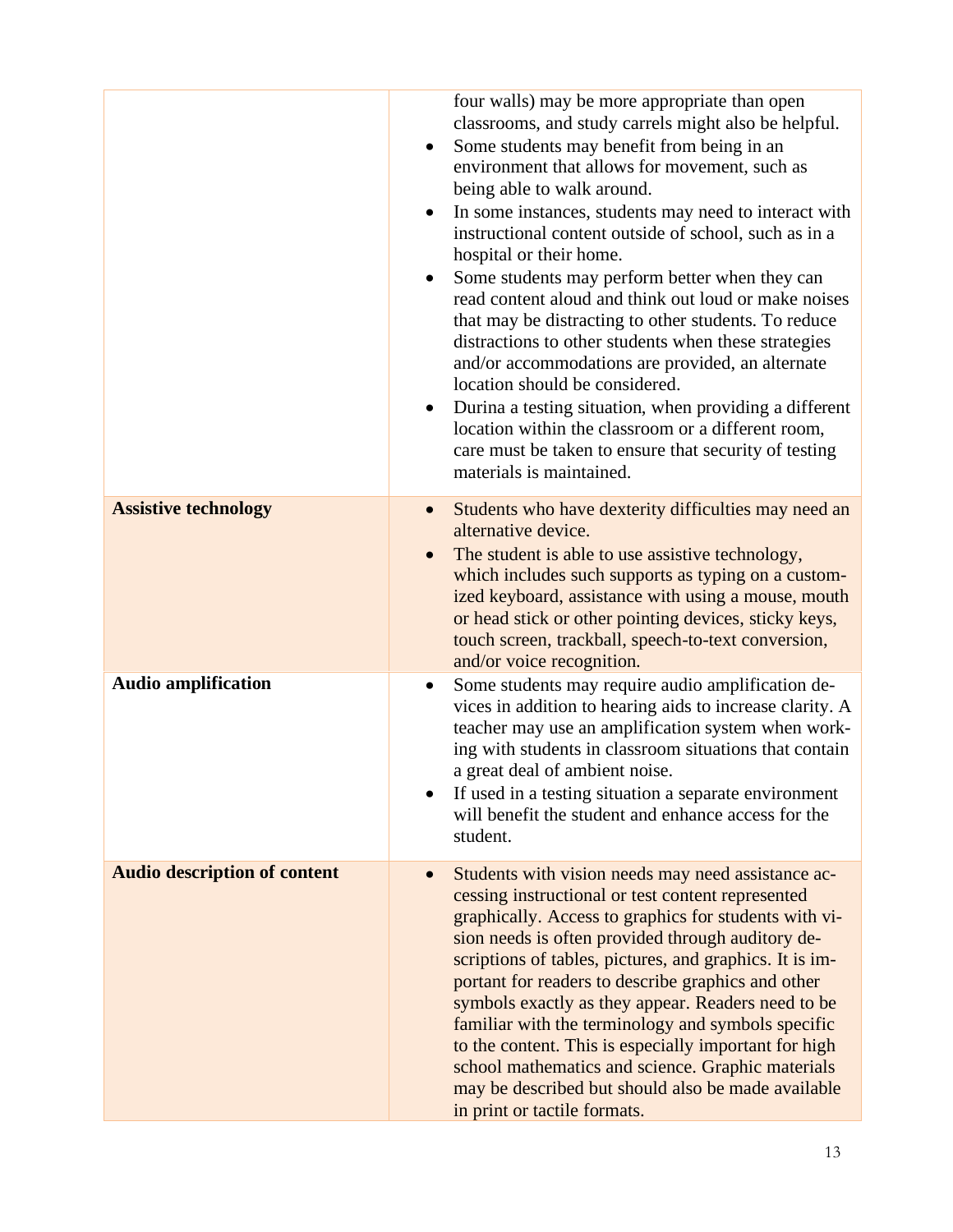| | |
|---|---|
| | four walls) may be more appropriate than open classrooms, and study carrels might also be helpful.<br>• Some students may benefit from being in an environment that allows for movement, such as being able to walk around.<br>• In some instances, students may need to interact with instructional content outside of school, such as in a hospital or their home.<br>• Some students may perform better when they can read content aloud and think out loud or make noises that may be distracting to other students. To reduce distractions to other students when these strategies and/or accommodations are provided, an alternate location should be considered.<br>• Durina a testing situation, when providing a different location within the classroom or a different room, care must be taken to ensure that security of testing materials is maintained. |
| **Assistive technology** | • Students who have dexterity difficulties may need an alternative device.<br>• The student is able to use assistive technology, which includes such supports as typing on a customized keyboard, assistance with using a mouse, mouth or head stick or other pointing devices, sticky keys, touch screen, trackball, speech-to-text conversion, and/or voice recognition. |
| **Audio amplification** | • Some students may require audio amplification devices in addition to hearing aids to increase clarity. A teacher may use an amplification system when working with students in classroom situations that contain a great deal of ambient noise.<br>• If used in a testing situation a separate environment will benefit the student and enhance access for the student. |
| **Audio description of content** | • Students with vision needs may need assistance accessing instructional or test content represented graphically. Access to graphics for students with vision needs is often provided through auditory descriptions of tables, pictures, and graphics. It is important for readers to describe graphics and other symbols exactly as they appear. Readers need to be familiar with the terminology and symbols specific to the content. This is especially important for high school mathematics and science. Graphic materials may be described but should also be made available in print or tactile formats. |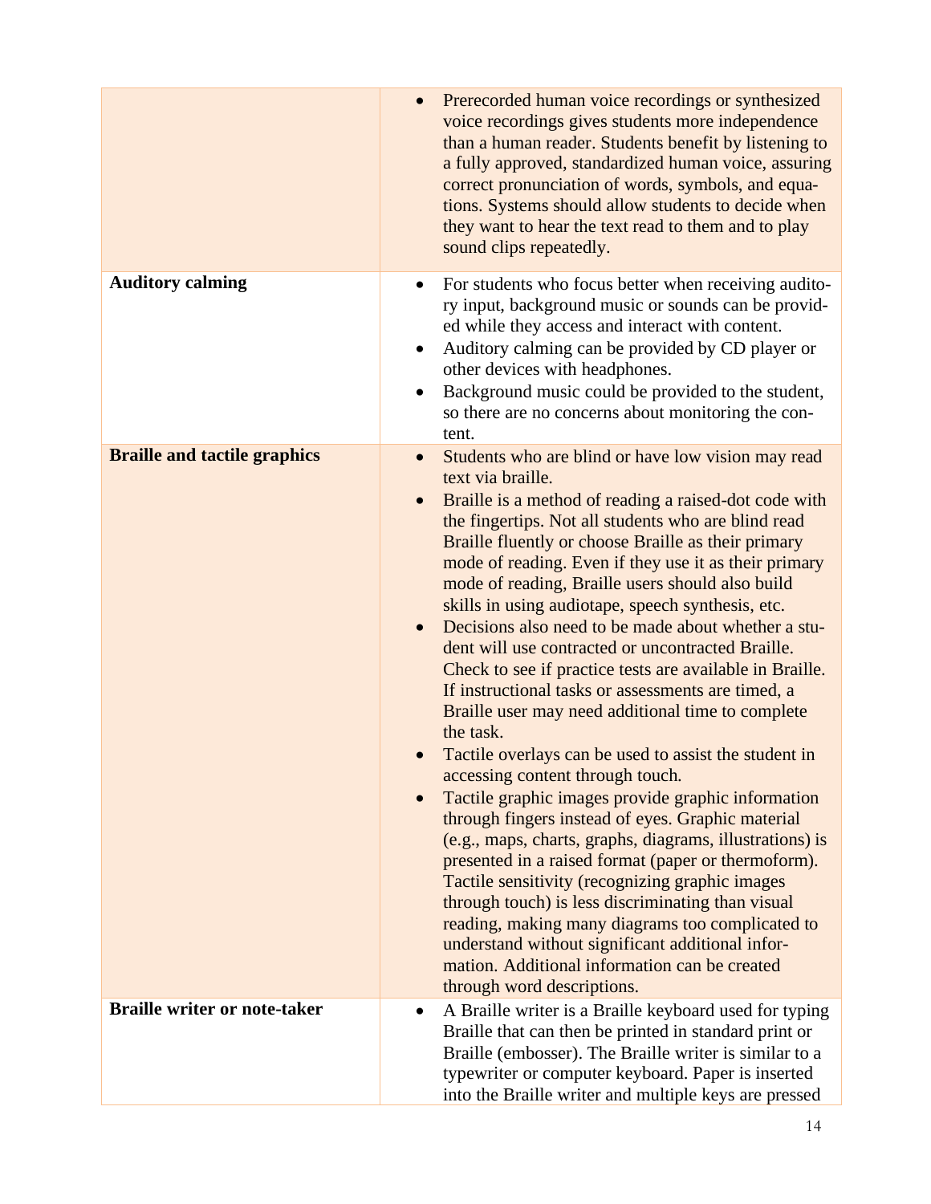| | |
|---|---|
| | • Prerecorded human voice recordings or synthesized voice recordings gives students more independence than a human reader. Students benefit by listening to a fully approved, standardized human voice, assuring correct pronunciation of words, symbols, and equations. Systems should allow students to decide when they want to hear the text read to them and to play sound clips repeatedly. |
| **Auditory calming** | • For students who focus better when receiving auditory input, background music or sounds can be provided while they access and interact with content.<br>• Auditory calming can be provided by CD player or other devices with headphones.<br>• Background music could be provided to the student, so there are no concerns about monitoring the content. |
| **Braille and tactile graphics** | • Students who are blind or have low vision may read text via braille.<br>• Braille is a method of reading a raised-dot code with the fingertips. Not all students who are blind read Braille fluently or choose Braille as their primary mode of reading. Even if they use it as their primary mode of reading, Braille users should also build skills in using audiotape, speech synthesis, etc.<br>• Decisions also need to be made about whether a student will use contracted or uncontracted Braille. Check to see if practice tests are available in Braille. If instructional tasks or assessments are timed, a Braille user may need additional time to complete the task.<br>• Tactile overlays can be used to assist the student in accessing content through touch.<br>• Tactile graphic images provide graphic information through fingers instead of eyes. Graphic material (e.g., maps, charts, graphs, diagrams, illustrations) is presented in a raised format (paper or thermoform). Tactile sensitivity (recognizing graphic images through touch) is less discriminating than visual reading, making many diagrams too complicated to understand without significant additional information. Additional information can be created through word descriptions. |
| **Braille writer or note-taker** | • A Braille writer is a Braille keyboard used for typing Braille that can then be printed in standard print or Braille (embosser). The Braille writer is similar to a typewriter or computer keyboard. Paper is inserted into the Braille writer and multiple keys are pressed |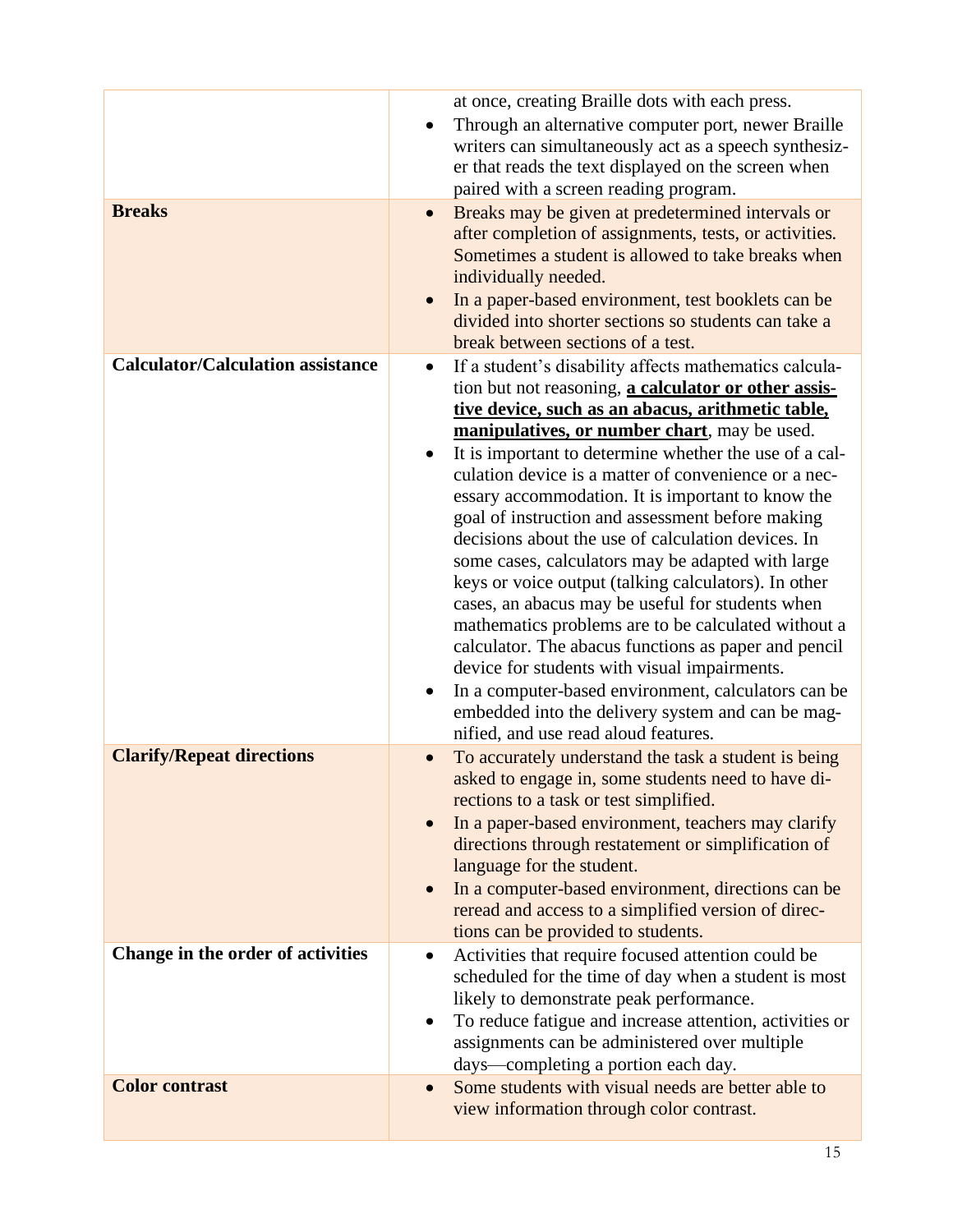| | |
|---|---|
| | at once, creating Braille dots with each press.<br>• Through an alternative computer port, newer Braille writers can simultaneously act as a speech synthesizer that reads the text displayed on the screen when paired with a screen reading program. |
| **Breaks** | • Breaks may be given at predetermined intervals or after completion of assignments, tests, or activities. Sometimes a student is allowed to take breaks when individually needed.<br>• In a paper-based environment, test booklets can be divided into shorter sections so students can take a break between sections of a test. |
| **Calculator/Calculation assistance** | • If a student's disability affects mathematics calculation but not reasoning, **a calculator or other assistive device, such as an abacus, arithmetic table, manipulatives, or number chart**, may be used.<br>• It is important to determine whether the use of a calculation device is a matter of convenience or a necessary accommodation. It is important to know the goal of instruction and assessment before making decisions about the use of calculation devices. In some cases, calculators may be adapted with large keys or voice output (talking calculators). In other cases, an abacus may be useful for students when mathematics problems are to be calculated without a calculator. The abacus functions as paper and pencil device for students with visual impairments.<br>• In a computer-based environment, calculators can be embedded into the delivery system and can be magnified, and use read aloud features. |
| **Clarify/Repeat directions** | • To accurately understand the task a student is being asked to engage in, some students need to have directions to a task or test simplified.<br>• In a paper-based environment, teachers may clarify directions through restatement or simplification of language for the student.<br>• In a computer-based environment, directions can be reread and access to a simplified version of directions can be provided to students. |
| **Change in the order of activities** | • Activities that require focused attention could be scheduled for the time of day when a student is most likely to demonstrate peak performance.<br>• To reduce fatigue and increase attention, activities or assignments can be administered over multiple days—completing a portion each day. |
| **Color contrast** | • Some students with visual needs are better able to view information through color contrast. |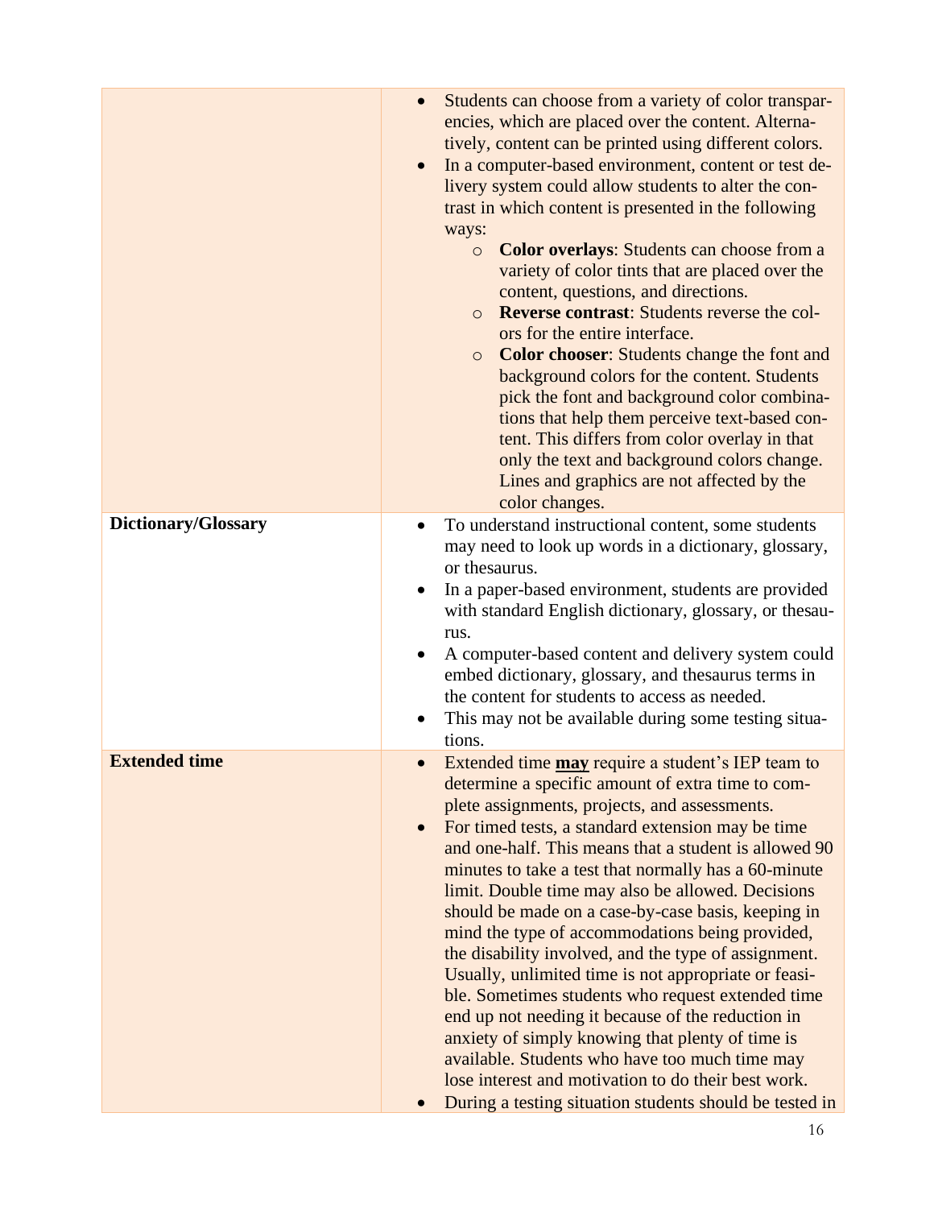| | |
|---|---|
| | • Students can choose from a variety of color transparencies, which are placed over the content. Alternatively, content can be printed using different colors.<br>• In a computer-based environment, content or test delivery system could allow students to alter the contrast in which content is presented in the following ways:<br>&nbsp;&nbsp;&nbsp;&nbsp;○ **Color overlays**: Students can choose from a variety of color tints that are placed over the content, questions, and directions.<br>&nbsp;&nbsp;&nbsp;&nbsp;○ **Reverse contrast**: Students reverse the colors for the entire interface.<br>&nbsp;&nbsp;&nbsp;&nbsp;○ **Color chooser**: Students change the font and background colors for the content. Students pick the font and background color combinations that help them perceive text-based content. This differs from color overlay in that only the text and background colors change. Lines and graphics are not affected by the color changes. |
| **Dictionary/Glossary** | • To understand instructional content, some students may need to look up words in a dictionary, glossary, or thesaurus.<br>• In a paper-based environment, students are provided with standard English dictionary, glossary, or thesaurus.<br>• A computer-based content and delivery system could embed dictionary, glossary, and thesaurus terms in the content for students to access as needed.<br>• This may not be available during some testing situations. |
| **Extended time** | • Extended time <u>**may**</u> require a student's IEP team to determine a specific amount of extra time to complete assignments, projects, and assessments.<br>• For timed tests, a standard extension may be time and one-half. This means that a student is allowed 90 minutes to take a test that normally has a 60-minute limit. Double time may also be allowed. Decisions should be made on a case-by-case basis, keeping in mind the type of accommodations being provided, the disability involved, and the type of assignment. Usually, unlimited time is not appropriate or feasible. Sometimes students who request extended time end up not needing it because of the reduction in anxiety of simply knowing that plenty of time is available. Students who have too much time may lose interest and motivation to do their best work.<br>• During a testing situation students should be tested in |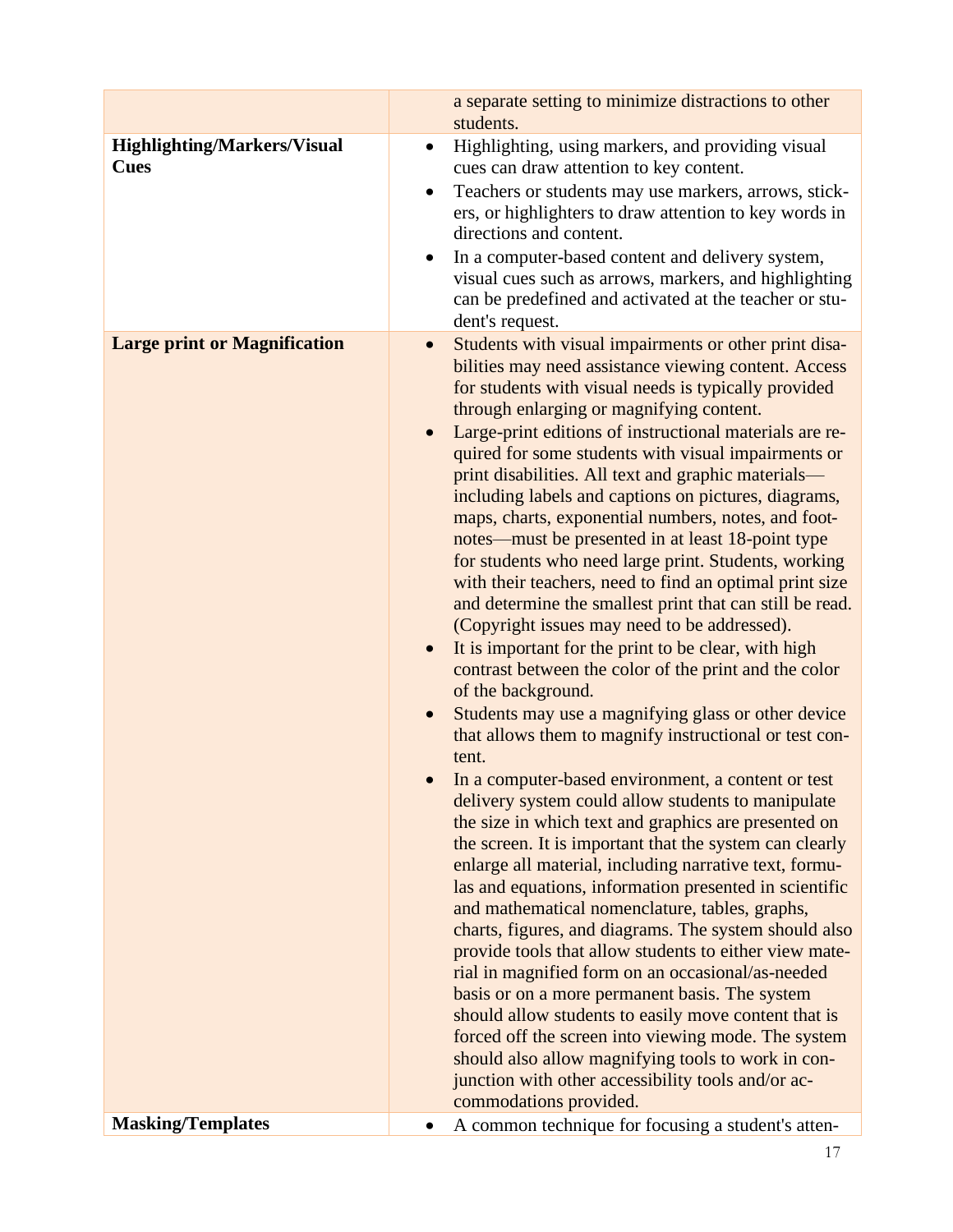| | |
|---|---|
| | a separate setting to minimize distractions to other students. |
| **Highlighting/Markers/Visual Cues** | • Highlighting, using markers, and providing visual cues can draw attention to key content.<br>• Teachers or students may use markers, arrows, stickers, or highlighters to draw attention to key words in directions and content.<br>• In a computer-based content and delivery system, visual cues such as arrows, markers, and highlighting can be predefined and activated at the teacher or student's request. |
| **Large print or Magnification** | • Students with visual impairments or other print disabilities may need assistance viewing content. Access for students with visual needs is typically provided through enlarging or magnifying content.<br>• Large-print editions of instructional materials are required for some students with visual impairments or print disabilities. All text and graphic materials—including labels and captions on pictures, diagrams, maps, charts, exponential numbers, notes, and footnotes—must be presented in at least 18-point type for students who need large print. Students, working with their teachers, need to find an optimal print size and determine the smallest print that can still be read. (Copyright issues may need to be addressed).<br>• It is important for the print to be clear, with high contrast between the color of the print and the color of the background.<br>• Students may use a magnifying glass or other device that allows them to magnify instructional or test content.<br>• In a computer-based environment, a content or test delivery system could allow students to manipulate the size in which text and graphics are presented on the screen. It is important that the system can clearly enlarge all material, including narrative text, formulas and equations, information presented in scientific and mathematical nomenclature, tables, graphs, charts, figures, and diagrams. The system should also provide tools that allow students to either view material in magnified form on an occasional/as-needed basis or on a more permanent basis. The system should allow students to easily move content that is forced off the screen into viewing mode. The system should also allow magnifying tools to work in conjunction with other accessibility tools and/or accommodations provided. |
| **Masking/Templates** | • A common technique for focusing a student's atten- |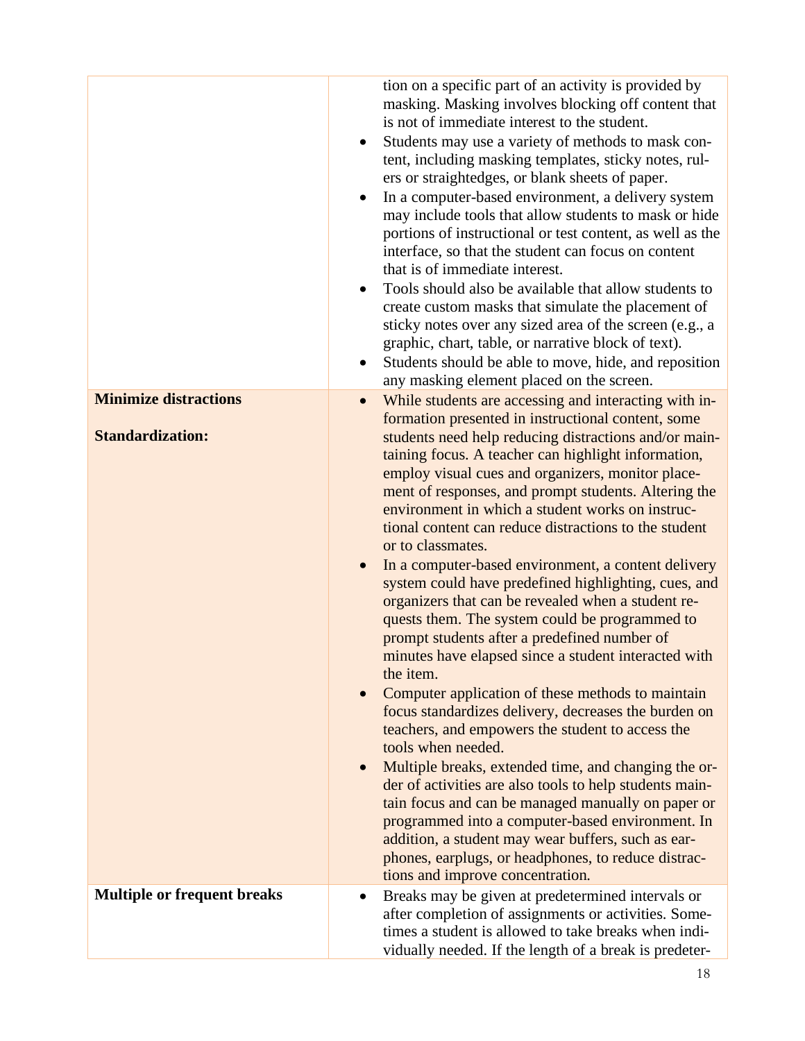| | |
|---|---|
| | tion on a specific part of an activity is provided by masking. Masking involves blocking off content that is not of immediate interest to the student.<br>• Students may use a variety of methods to mask content, including masking templates, sticky notes, rulers or straightedges, or blank sheets of paper.<br>• In a computer-based environment, a delivery system may include tools that allow students to mask or hide portions of instructional or test content, as well as the interface, so that the student can focus on content that is of immediate interest.<br>• Tools should also be available that allow students to create custom masks that simulate the placement of sticky notes over any sized area of the screen (e.g., a graphic, chart, table, or narrative block of text).<br>• Students should be able to move, hide, and reposition any masking element placed on the screen. |
| **Minimize distractions**<br><br>**Standardization:** | • While students are accessing and interacting with information presented in instructional content, some students need help reducing distractions and/or maintaining focus. A teacher can highlight information, employ visual cues and organizers, monitor placement of responses, and prompt students. Altering the environment in which a student works on instructional content can reduce distractions to the student or to classmates.<br>• In a computer-based environment, a content delivery system could have predefined highlighting, cues, and organizers that can be revealed when a student requests them. The system could be programmed to prompt students after a predefined number of minutes have elapsed since a student interacted with the item.<br>• Computer application of these methods to maintain focus standardizes delivery, decreases the burden on teachers, and empowers the student to access the tools when needed.<br>• Multiple breaks, extended time, and changing the order of activities are also tools to help students maintain focus and can be managed manually on paper or programmed into a computer-based environment. In addition, a student may wear buffers, such as earphones, earplugs, or headphones, to reduce distractions and improve concentration. |
| **Multiple or frequent breaks** | • Breaks may be given at predetermined intervals or after completion of assignments or activities. Sometimes a student is allowed to take breaks when individually needed. If the length of a break is predeter- |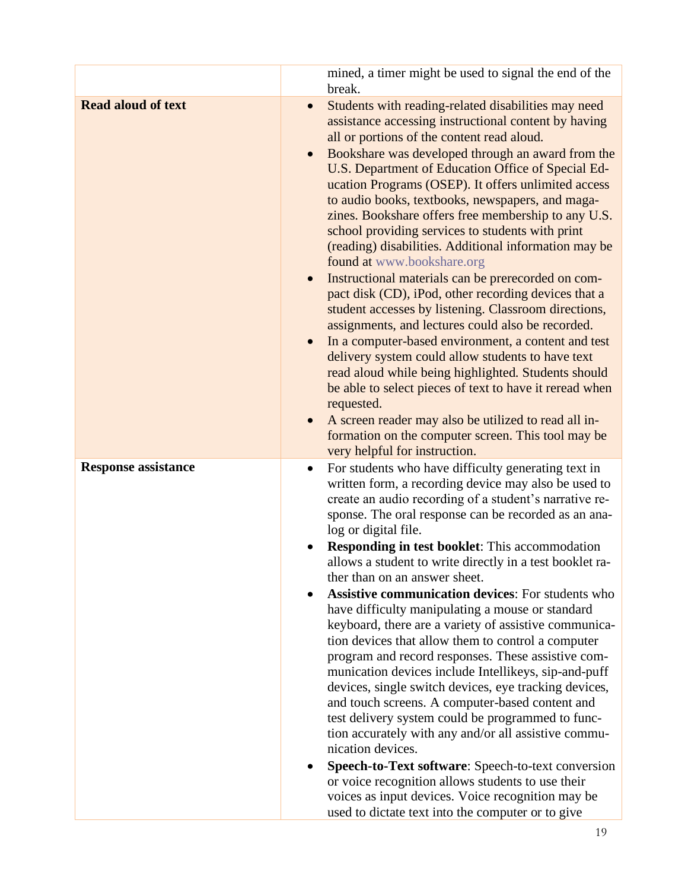| | |
|---|---|
| | mined, a timer might be used to signal the end of the break. |
| **Read aloud of text** | • Students with reading-related disabilities may need assistance accessing instructional content by having all or portions of the content read aloud.<br>• Bookshare was developed through an award from the U.S. Department of Education Office of Special Education Programs (OSEP). It offers unlimited access to audio books, textbooks, newspapers, and magazines. Bookshare offers free membership to any U.S. school providing services to students with print (reading) disabilities. Additional information may be found at www.bookshare.org<br>• Instructional materials can be prerecorded on compact disk (CD), iPod, other recording devices that a student accesses by listening. Classroom directions, assignments, and lectures could also be recorded.<br>• In a computer-based environment, a content and test delivery system could allow students to have text read aloud while being highlighted. Students should be able to select pieces of text to have it reread when requested.<br>• A screen reader may also be utilized to read all information on the computer screen. This tool may be very helpful for instruction. |
| **Response assistance** | • For students who have difficulty generating text in written form, a recording device may also be used to create an audio recording of a student's narrative response. The oral response can be recorded as an analog or digital file.<br>• **Responding in test booklet**: This accommodation allows a student to write directly in a test booklet rather than on an answer sheet.<br>• **Assistive communication devices**: For students who have difficulty manipulating a mouse or standard keyboard, there are a variety of assistive communication devices that allow them to control a computer program and record responses. These assistive communication devices include Intellikeys, sip-and-puff devices, single switch devices, eye tracking devices, and touch screens. A computer-based content and test delivery system could be programmed to function accurately with any and/or all assistive communication devices.<br>• **Speech-to-Text software**: Speech-to-text conversion or voice recognition allows students to use their voices as input devices. Voice recognition may be used to dictate text into the computer or to give |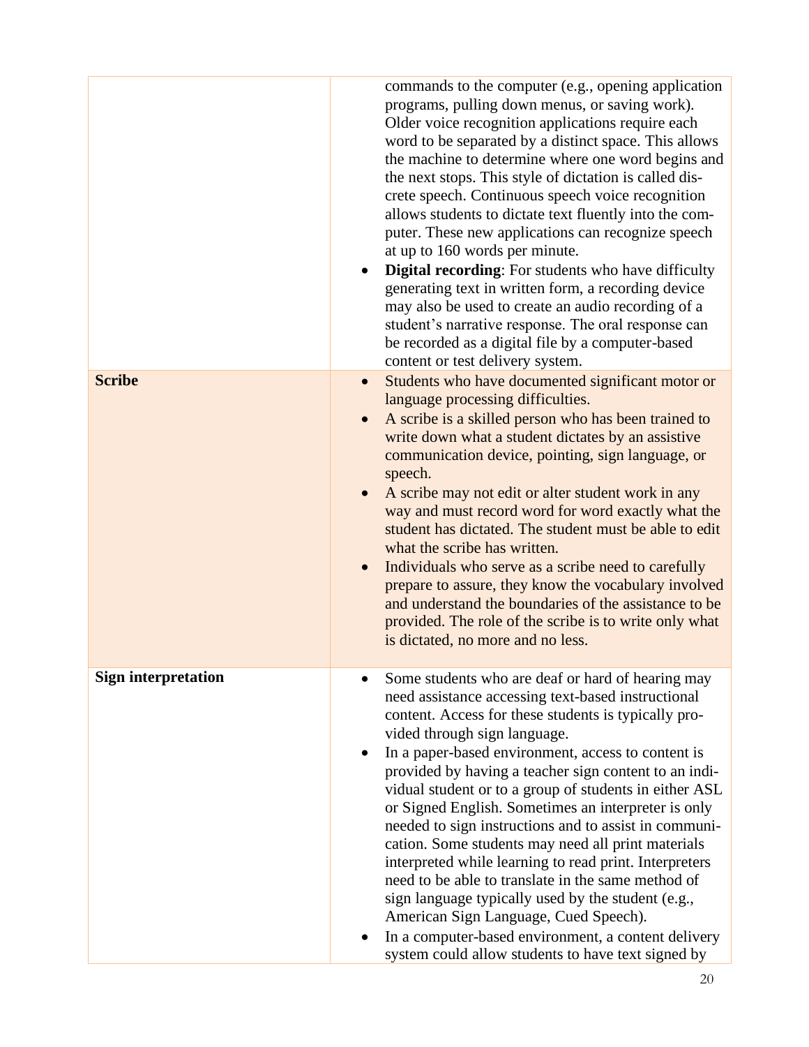| | |
|---|---|
| | commands to the computer (e.g., opening application programs, pulling down menus, or saving work). Older voice recognition applications require each word to be separated by a distinct space. This allows the machine to determine where one word begins and the next stops. This style of dictation is called discrete speech. Continuous speech voice recognition allows students to dictate text fluently into the computer. These new applications can recognize speech at up to 160 words per minute.<br>• **Digital recording**: For students who have difficulty generating text in written form, a recording device may also be used to create an audio recording of a student's narrative response. The oral response can be recorded as a digital file by a computer-based content or test delivery system. |
| **Scribe** | • Students who have documented significant motor or language processing difficulties.<br>• A scribe is a skilled person who has been trained to write down what a student dictates by an assistive communication device, pointing, sign language, or speech.<br>• A scribe may not edit or alter student work in any way and must record word for word exactly what the student has dictated. The student must be able to edit what the scribe has written.<br>• Individuals who serve as a scribe need to carefully prepare to assure, they know the vocabulary involved and understand the boundaries of the assistance to be provided. The role of the scribe is to write only what is dictated, no more and no less. |
| **Sign interpretation** | • Some students who are deaf or hard of hearing may need assistance accessing text-based instructional content. Access for these students is typically provided through sign language.<br>• In a paper-based environment, access to content is provided by having a teacher sign content to an individual student or to a group of students in either ASL or Signed English. Sometimes an interpreter is only needed to sign instructions and to assist in communication. Some students may need all print materials interpreted while learning to read print. Interpreters need to be able to translate in the same method of sign language typically used by the student (e.g., American Sign Language, Cued Speech).<br>• In a computer-based environment, a content delivery system could allow students to have text signed by |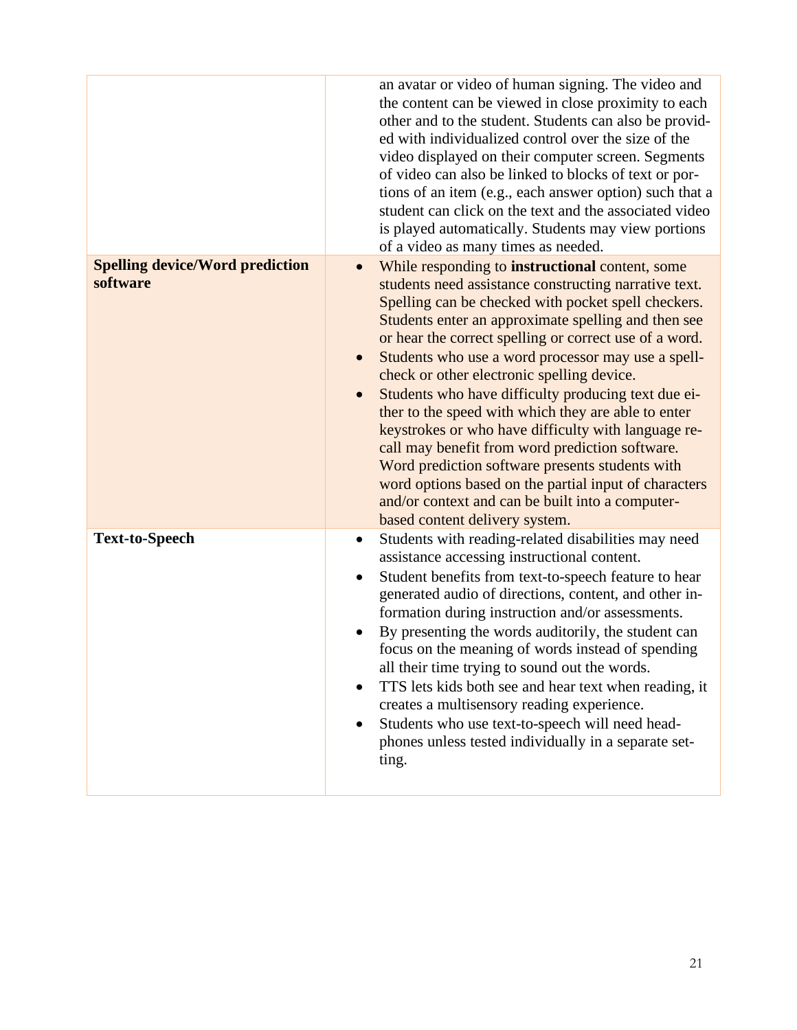| | |
|---|---|
| | an avatar or video of human signing. The video and the content can be viewed in close proximity to each other and to the student. Students can also be provided with individualized control over the size of the video displayed on their computer screen. Segments of video can also be linked to blocks of text or portions of an item (e.g., each answer option) such that a student can click on the text and the associated video is played automatically. Students may view portions of a video as many times as needed. |
| **Spelling device/Word prediction software** | • While responding to **instructional** content, some students need assistance constructing narrative text. Spelling can be checked with pocket spell checkers. Students enter an approximate spelling and then see or hear the correct spelling or correct use of a word.<br>• Students who use a word processor may use a spell-check or other electronic spelling device.<br>• Students who have difficulty producing text due either to the speed with which they are able to enter keystrokes or who have difficulty with language recall may benefit from word prediction software. Word prediction software presents students with word options based on the partial input of characters and/or context and can be built into a computer-based content delivery system. |
| **Text-to-Speech** | • Students with reading-related disabilities may need assistance accessing instructional content.<br>• Student benefits from text-to-speech feature to hear generated audio of directions, content, and other information during instruction and/or assessments.<br>• By presenting the words auditorily, the student can focus on the meaning of words instead of spending all their time trying to sound out the words.<br>• TTS lets kids both see and hear text when reading, it creates a multisensory reading experience.<br>• Students who use text-to-speech will need headphones unless tested individually in a separate setting. |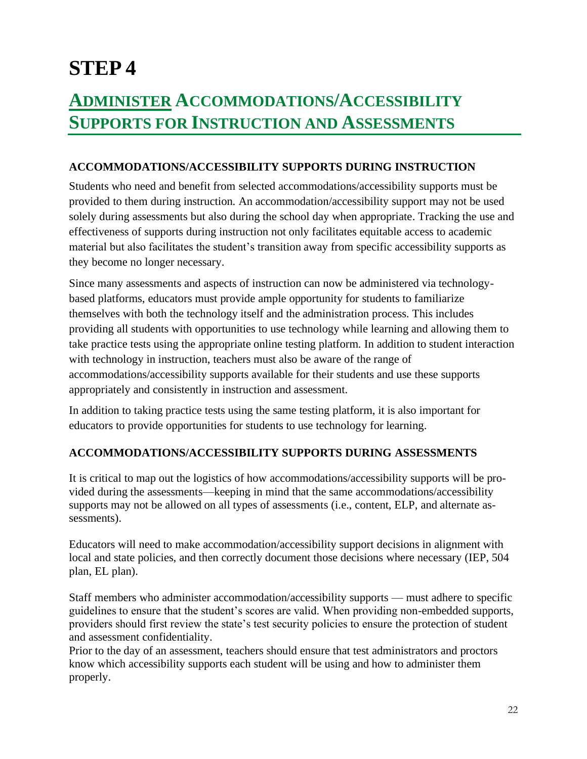# STEP 4

## Administer Accommodations/Accessibility Supports for Instruction and Assessments

### ACCOMMODATIONS/ACCESSIBILITY SUPPORTS DURING INSTRUCTION

Students who need and benefit from selected accommodations/accessibility supports must be provided to them during instruction. An accommodation/accessibility support may not be used solely during assessments but also during the school day when appropriate. Tracking the use and effectiveness of supports during instruction not only facilitates equitable access to academic material but also facilitates the student's transition away from specific accessibility supports as they become no longer necessary.

Since many assessments and aspects of instruction can now be administered via technology-based platforms, educators must provide ample opportunity for students to familiarize themselves with both the technology itself and the administration process. This includes providing all students with opportunities to use technology while learning and allowing them to take practice tests using the appropriate online testing platform. In addition to student interaction with technology in instruction, teachers must also be aware of the range of accommodations/accessibility supports available for their students and use these supports appropriately and consistently in instruction and assessment.

In addition to taking practice tests using the same testing platform, it is also important for educators to provide opportunities for students to use technology for learning.

### ACCOMMODATIONS/ACCESSIBILITY SUPPORTS DURING ASSESSMENTS

It is critical to map out the logistics of how accommodations/accessibility supports will be provided during the assessments—keeping in mind that the same accommodations/accessibility supports may not be allowed on all types of assessments (i.e., content, ELP, and alternate assessments).

Educators will need to make accommodation/accessibility support decisions in alignment with local and state policies, and then correctly document those decisions where necessary (IEP, 504 plan, EL plan).

Staff members who administer accommodation/accessibility supports — must adhere to specific guidelines to ensure that the student's scores are valid. When providing non-embedded supports, providers should first review the state's test security policies to ensure the protection of student and assessment confidentiality.

Prior to the day of an assessment, teachers should ensure that test administrators and proctors know which accessibility supports each student will be using and how to administer them properly.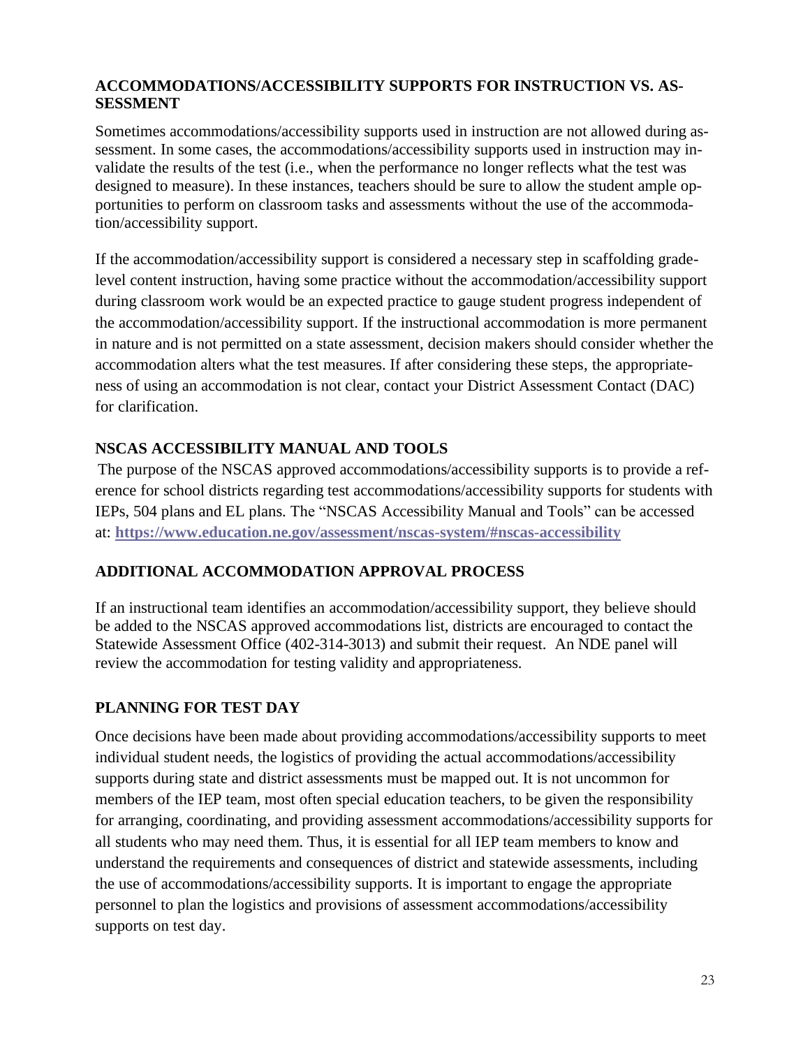## ACCOMMODATIONS/ACCESSIBILITY SUPPORTS FOR INSTRUCTION VS. ASSESSMENT

Sometimes accommodations/accessibility supports used in instruction are not allowed during assessment. In some cases, the accommodations/accessibility supports used in instruction may invalidate the results of the test (i.e., when the performance no longer reflects what the test was designed to measure). In these instances, teachers should be sure to allow the student ample opportunities to perform on classroom tasks and assessments without the use of the accommodation/accessibility support.

If the accommodation/accessibility support is considered a necessary step in scaffolding grade-level content instruction, having some practice without the accommodation/accessibility support during classroom work would be an expected practice to gauge student progress independent of the accommodation/accessibility support. If the instructional accommodation is more permanent in nature and is not permitted on a state assessment, decision makers should consider whether the accommodation alters what the test measures. If after considering these steps, the appropriateness of using an accommodation is not clear, contact your District Assessment Contact (DAC) for clarification.

## NSCAS ACCESSIBILITY MANUAL AND TOOLS

The purpose of the NSCAS approved accommodations/accessibility supports is to provide a reference for school districts regarding test accommodations/accessibility supports for students with IEPs, 504 plans and EL plans. The "NSCAS Accessibility Manual and Tools" can be accessed at: **https://www.education.ne.gov/assessment/nscas-system/#nscas-accessibility**

## ADDITIONAL ACCOMMODATION APPROVAL PROCESS

If an instructional team identifies an accommodation/accessibility support, they believe should be added to the NSCAS approved accommodations list, districts are encouraged to contact the Statewide Assessment Office (402-314-3013) and submit their request. An NDE panel will review the accommodation for testing validity and appropriateness.

## PLANNING FOR TEST DAY

Once decisions have been made about providing accommodations/accessibility supports to meet individual student needs, the logistics of providing the actual accommodations/accessibility supports during state and district assessments must be mapped out. It is not uncommon for members of the IEP team, most often special education teachers, to be given the responsibility for arranging, coordinating, and providing assessment accommodations/accessibility supports for all students who may need them. Thus, it is essential for all IEP team members to know and understand the requirements and consequences of district and statewide assessments, including the use of accommodations/accessibility supports. It is important to engage the appropriate personnel to plan the logistics and provisions of assessment accommodations/accessibility supports on test day.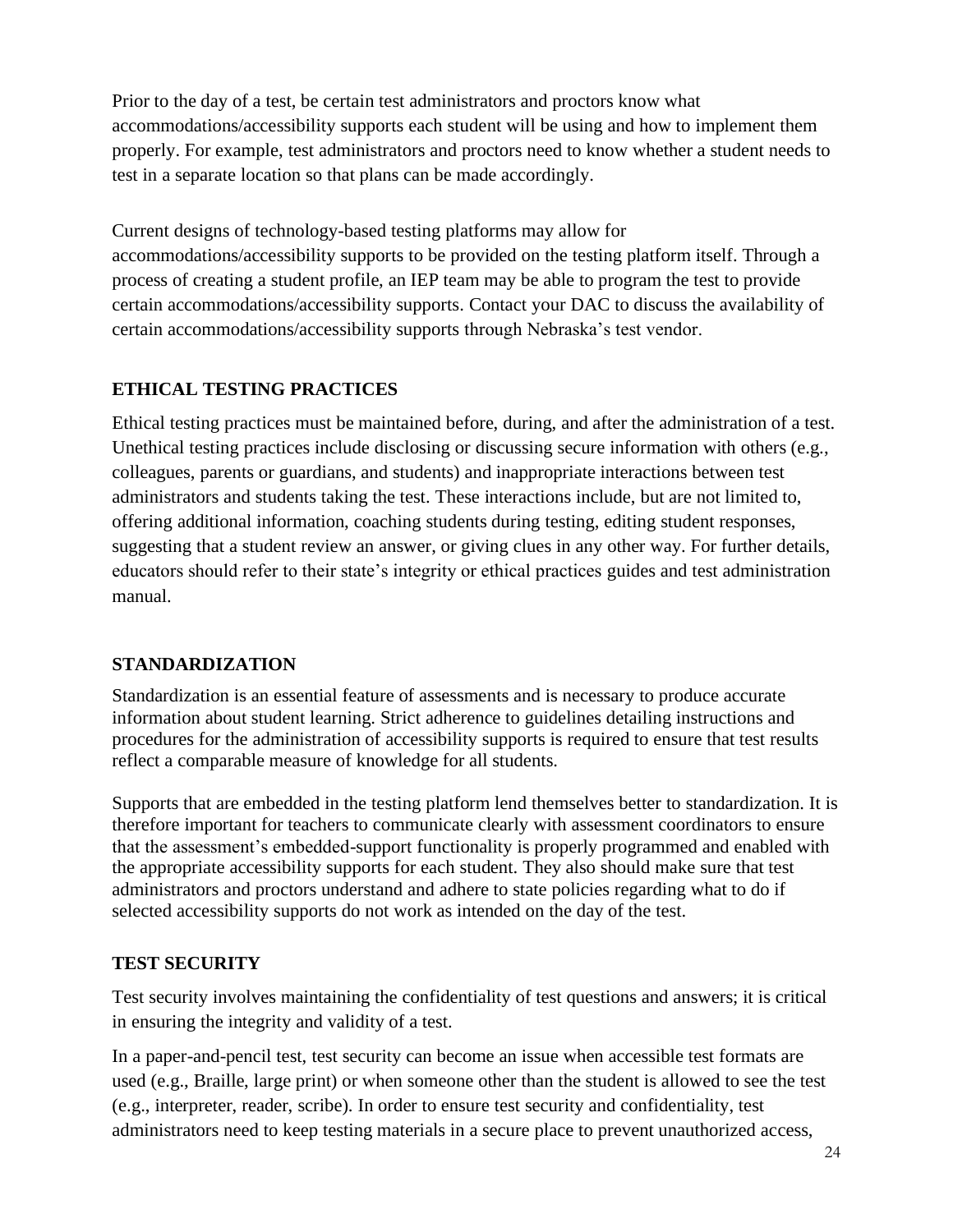Prior to the day of a test, be certain test administrators and proctors know what accommodations/accessibility supports each student will be using and how to implement them properly. For example, test administrators and proctors need to know whether a student needs to test in a separate location so that plans can be made accordingly.

Current designs of technology-based testing platforms may allow for accommodations/accessibility supports to be provided on the testing platform itself. Through a process of creating a student profile, an IEP team may be able to program the test to provide certain accommodations/accessibility supports. Contact your DAC to discuss the availability of certain accommodations/accessibility supports through Nebraska's test vendor.

### ETHICAL TESTING PRACTICES

Ethical testing practices must be maintained before, during, and after the administration of a test. Unethical testing practices include disclosing or discussing secure information with others (e.g., colleagues, parents or guardians, and students) and inappropriate interactions between test administrators and students taking the test. These interactions include, but are not limited to, offering additional information, coaching students during testing, editing student responses, suggesting that a student review an answer, or giving clues in any other way. For further details, educators should refer to their state's integrity or ethical practices guides and test administration manual.

### STANDARDIZATION

Standardization is an essential feature of assessments and is necessary to produce accurate information about student learning. Strict adherence to guidelines detailing instructions and procedures for the administration of accessibility supports is required to ensure that test results reflect a comparable measure of knowledge for all students.

Supports that are embedded in the testing platform lend themselves better to standardization. It is therefore important for teachers to communicate clearly with assessment coordinators to ensure that the assessment's embedded-support functionality is properly programmed and enabled with the appropriate accessibility supports for each student. They also should make sure that test administrators and proctors understand and adhere to state policies regarding what to do if selected accessibility supports do not work as intended on the day of the test.

### TEST SECURITY

Test security involves maintaining the confidentiality of test questions and answers; it is critical in ensuring the integrity and validity of a test.

In a paper-and-pencil test, test security can become an issue when accessible test formats are used (e.g., Braille, large print) or when someone other than the student is allowed to see the test (e.g., interpreter, reader, scribe). In order to ensure test security and confidentiality, test administrators need to keep testing materials in a secure place to prevent unauthorized access,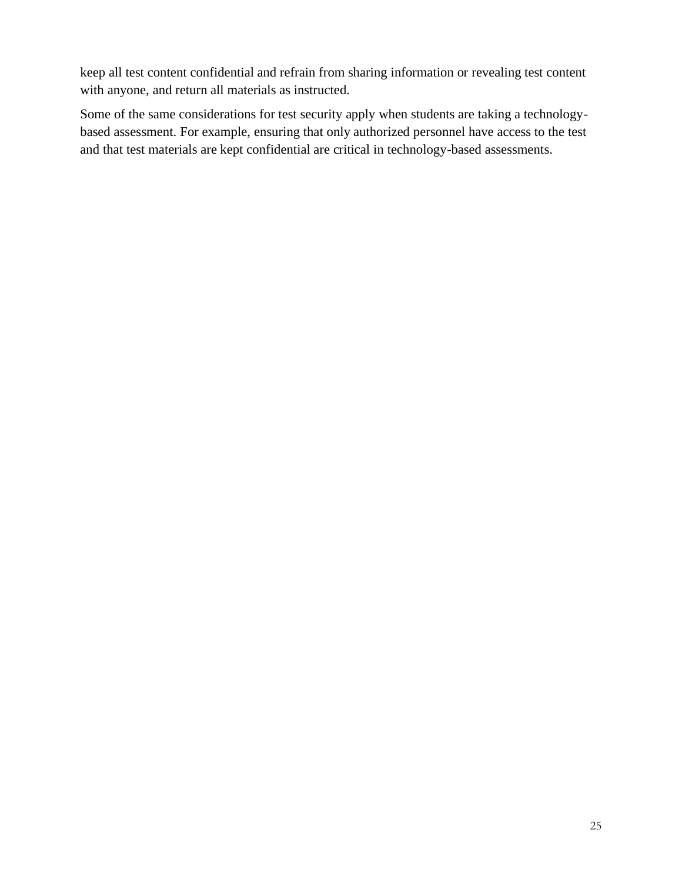keep all test content confidential and refrain from sharing information or revealing test content with anyone, and return all materials as instructed.

Some of the same considerations for test security apply when students are taking a technology-based assessment. For example, ensuring that only authorized personnel have access to the test and that test materials are kept confidential are critical in technology-based assessments.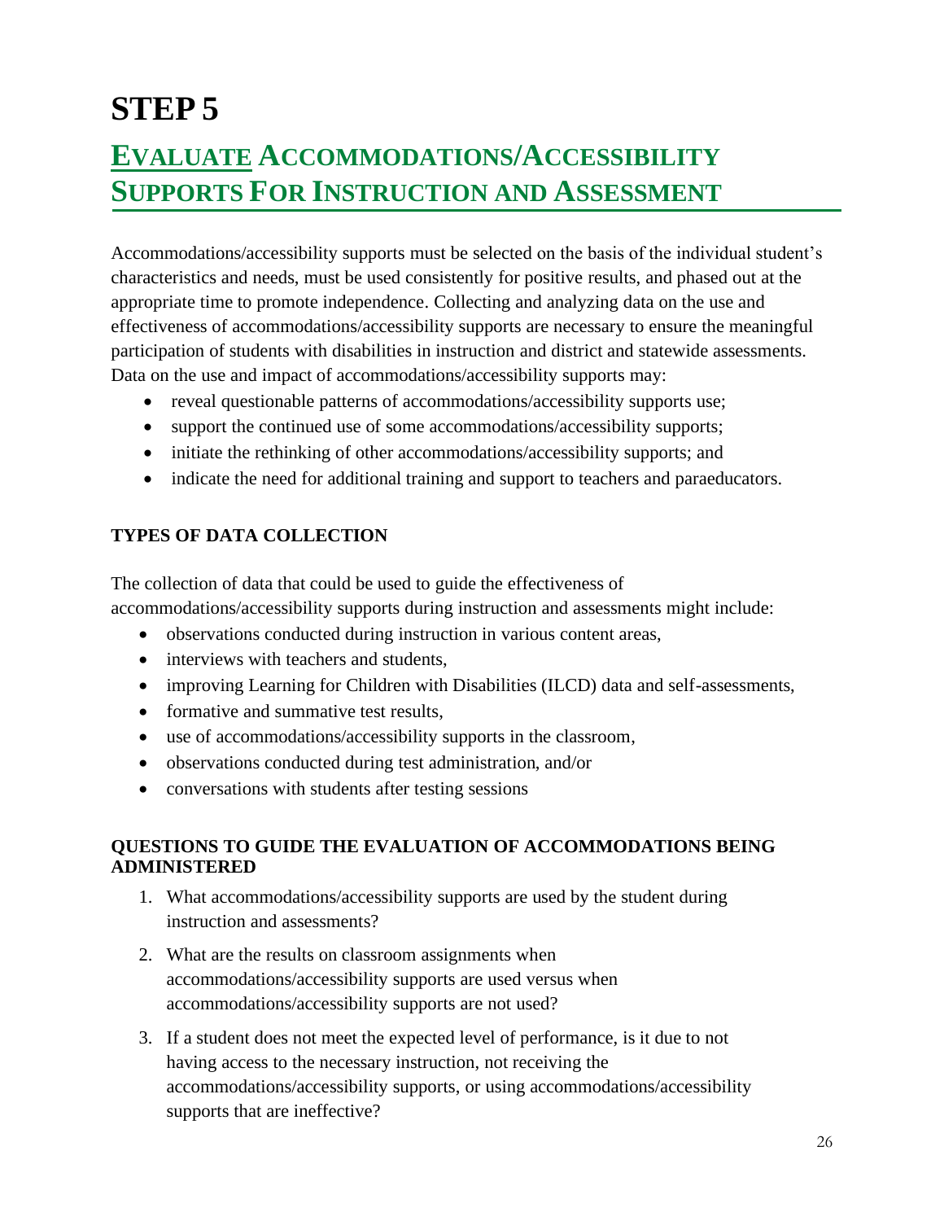# STEP 5

## EVALUATE ACCOMMODATIONS/ACCESSIBILITY SUPPORTS FOR INSTRUCTION AND ASSESSMENT

Accommodations/accessibility supports must be selected on the basis of the individual student's characteristics and needs, must be used consistently for positive results, and phased out at the appropriate time to promote independence. Collecting and analyzing data on the use and effectiveness of accommodations/accessibility supports are necessary to ensure the meaningful participation of students with disabilities in instruction and district and statewide assessments. Data on the use and impact of accommodations/accessibility supports may:

- reveal questionable patterns of accommodations/accessibility supports use;
- support the continued use of some accommodations/accessibility supports;
- initiate the rethinking of other accommodations/accessibility supports; and
- indicate the need for additional training and support to teachers and paraeducators.

### TYPES OF DATA COLLECTION

The collection of data that could be used to guide the effectiveness of accommodations/accessibility supports during instruction and assessments might include:

- observations conducted during instruction in various content areas,
- interviews with teachers and students,
- improving Learning for Children with Disabilities (ILCD) data and self-assessments,
- formative and summative test results,
- use of accommodations/accessibility supports in the classroom,
- observations conducted during test administration, and/or
- conversations with students after testing sessions

### QUESTIONS TO GUIDE THE EVALUATION OF ACCOMMODATIONS BEING ADMINISTERED

1. What accommodations/accessibility supports are used by the student during instruction and assessments?
2. What are the results on classroom assignments when accommodations/accessibility supports are used versus when accommodations/accessibility supports are not used?
3. If a student does not meet the expected level of performance, is it due to not having access to the necessary instruction, not receiving the accommodations/accessibility supports, or using accommodations/accessibility supports that are ineffective?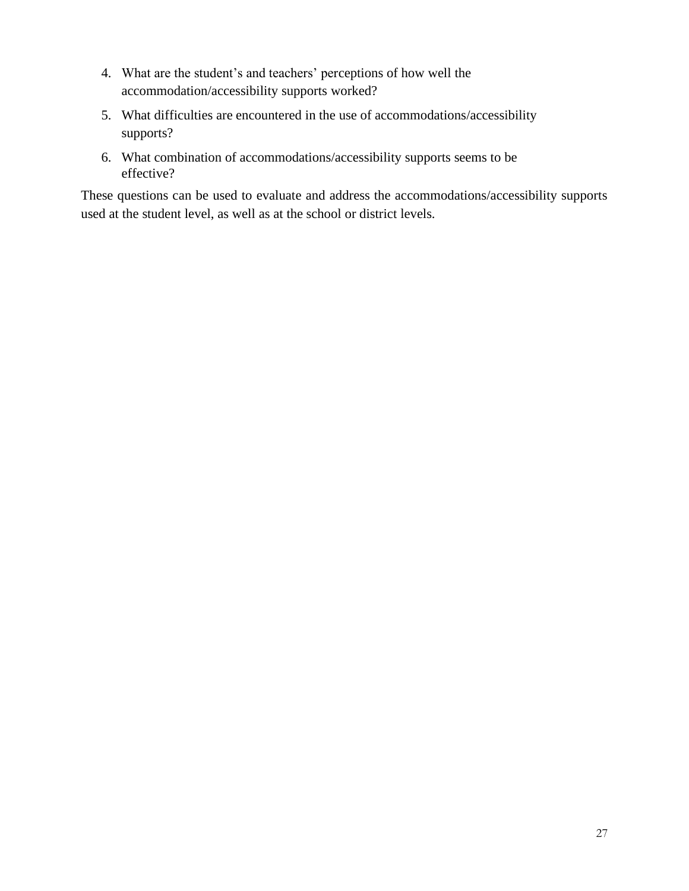4. What are the student’s and teachers’ perceptions of how well the accommodation/accessibility supports worked?
5. What difficulties are encountered in the use of accommodations/accessibility supports?
6. What combination of accommodations/accessibility supports seems to be effective?

These questions can be used to evaluate and address the accommodations/accessibility supports used at the student level, as well as at the school or district levels.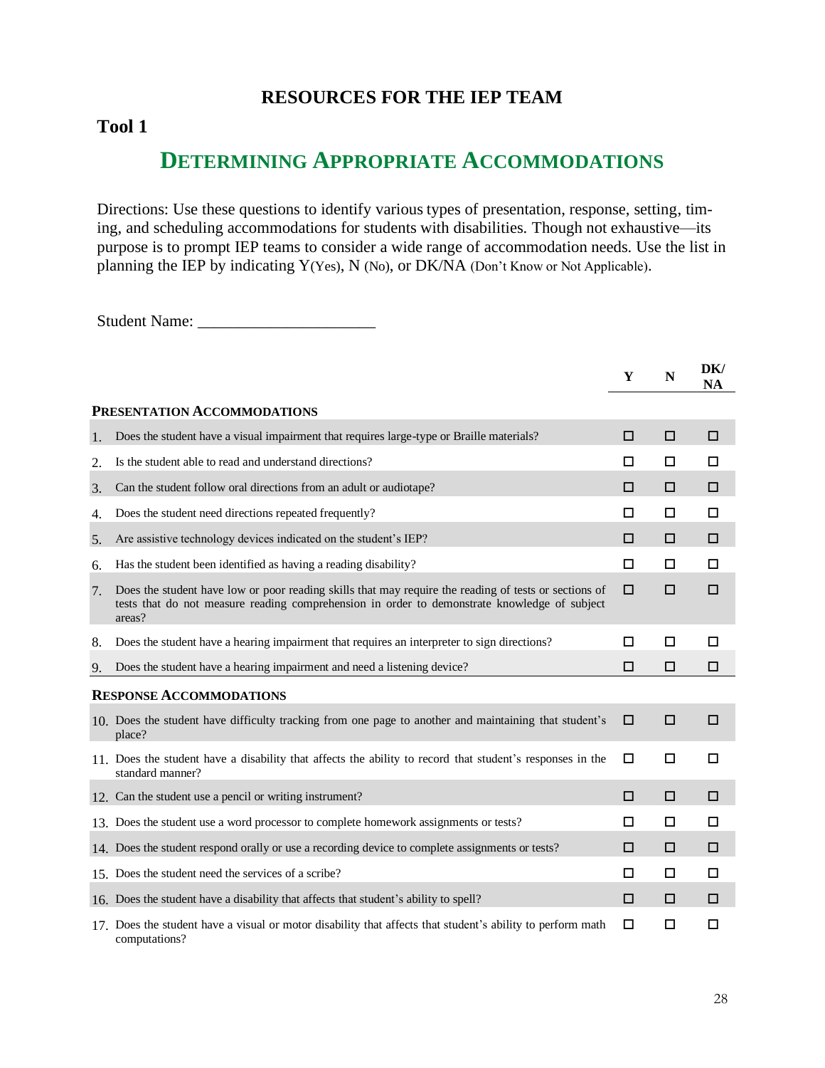## RESOURCES FOR THE IEP TEAM

### Tool 1

# DETERMINING APPROPRIATE ACCOMMODATIONS

Directions: Use these questions to identify various types of presentation, response, setting, timing, and scheduling accommodations for students with disabilities. Though not exhaustive—its purpose is to prompt IEP teams to consider a wide range of accommodation needs. Use the list in planning the IEP by indicating Y(Yes), N (No), or DK/NA (Don't Know or Not Applicable).

Student Name: ______________________

| | | Y | N | DK/NA |
|---|---|---|---|---|
| **PRESENTATION ACCOMMODATIONS** | | | | |
| 1. | Does the student have a visual impairment that requires large-type or Braille materials? | ☐ | ☐ | ☐ |
| 2. | Is the student able to read and understand directions? | ☐ | ☐ | ☐ |
| 3. | Can the student follow oral directions from an adult or audiotape? | ☐ | ☐ | ☐ |
| 4. | Does the student need directions repeated frequently? | ☐ | ☐ | ☐ |
| 5. | Are assistive technology devices indicated on the student's IEP? | ☐ | ☐ | ☐ |
| 6. | Has the student been identified as having a reading disability? | ☐ | ☐ | ☐ |
| 7. | Does the student have low or poor reading skills that may require the reading of tests or sections of tests that do not measure reading comprehension in order to demonstrate knowledge of subject areas? | ☐ | ☐ | ☐ |
| 8. | Does the student have a hearing impairment that requires an interpreter to sign directions? | ☐ | ☐ | ☐ |
| 9. | Does the student have a hearing impairment and need a listening device? | ☐ | ☐ | ☐ |
| **RESPONSE ACCOMMODATIONS** | | | | |
| 10. | Does the student have difficulty tracking from one page to another and maintaining that student's place? | ☐ | ☐ | ☐ |
| 11. | Does the student have a disability that affects the ability to record that student's responses in the standard manner? | ☐ | ☐ | ☐ |
| 12. | Can the student use a pencil or writing instrument? | ☐ | ☐ | ☐ |
| 13. | Does the student use a word processor to complete homework assignments or tests? | ☐ | ☐ | ☐ |
| 14. | Does the student respond orally or use a recording device to complete assignments or tests? | ☐ | ☐ | ☐ |
| 15. | Does the student need the services of a scribe? | ☐ | ☐ | ☐ |
| 16. | Does the student have a disability that affects that student's ability to spell? | ☐ | ☐ | ☐ |
| 17. | Does the student have a visual or motor disability that affects that student's ability to perform math computations? | ☐ | ☐ | ☐ |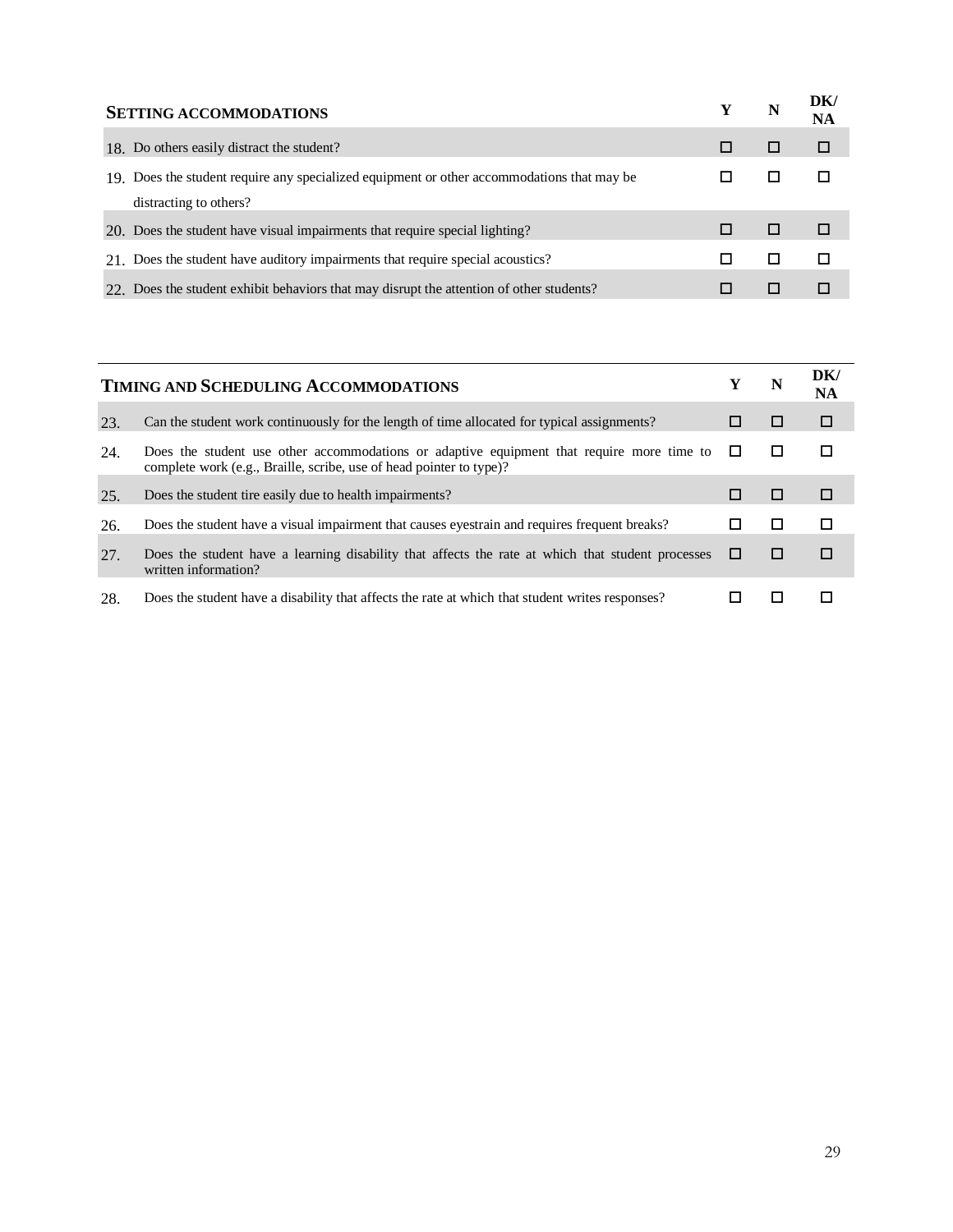| SETTING ACCOMMODATIONS | Y | N | DK/ NA |
|---|---|---|---|
| 18. Do others easily distract the student? | ☐ | ☐ | ☐ |
| 19. Does the student require any specialized equipment or other accommodations that may be distracting to others? | ☐ | ☐ | ☐ |
| 20. Does the student have visual impairments that require special lighting? | ☐ | ☐ | ☐ |
| 21. Does the student have auditory impairments that require special acoustics? | ☐ | ☐ | ☐ |
| 22. Does the student exhibit behaviors that may disrupt the attention of other students? | ☐ | ☐ | ☐ |

| TIMING AND SCHEDULING ACCOMMODATIONS | | Y | N | DK/ NA |
|---|---|---|---|---|
| 23. | Can the student work continuously for the length of time allocated for typical assignments? | ☐ | ☐ | ☐ |
| 24. | Does the student use other accommodations or adaptive equipment that require more time to complete work (e.g., Braille, scribe, use of head pointer to type)? | ☐ | ☐ | ☐ |
| 25. | Does the student tire easily due to health impairments? | ☐ | ☐ | ☐ |
| 26. | Does the student have a visual impairment that causes eyestrain and requires frequent breaks? | ☐ | ☐ | ☐ |
| 27. | Does the student have a learning disability that affects the rate at which that student processes written information? | ☐ | ☐ | ☐ |
| 28. | Does the student have a disability that affects the rate at which that student writes responses? | ☐ | ☐ | ☐ |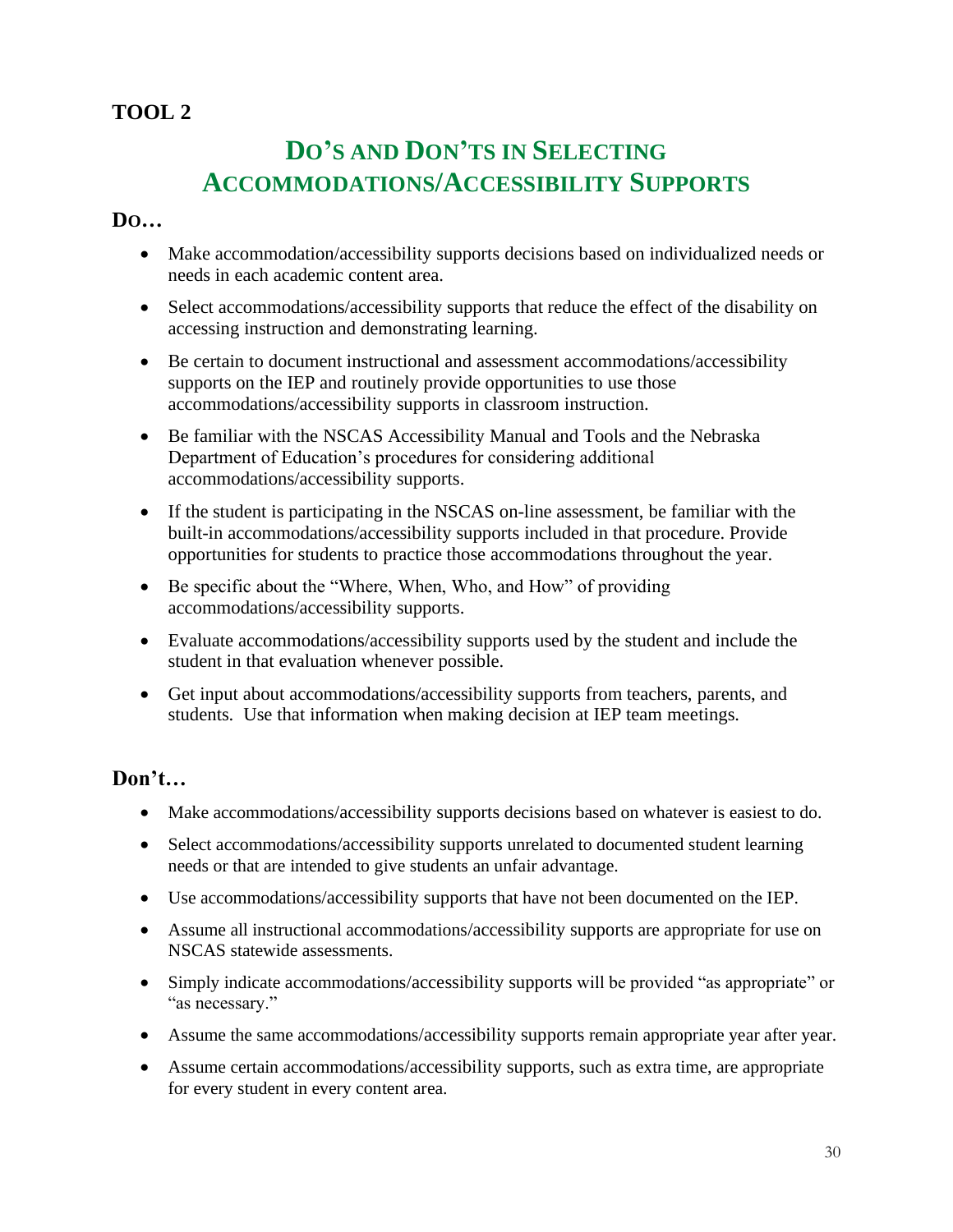## TOOL 2

# DO'S AND DON'TS IN SELECTING ACCOMMODATIONS/ACCESSIBILITY SUPPORTS

### DO…

- Make accommodation/accessibility supports decisions based on individualized needs or needs in each academic content area.
- Select accommodations/accessibility supports that reduce the effect of the disability on accessing instruction and demonstrating learning.
- Be certain to document instructional and assessment accommodations/accessibility supports on the IEP and routinely provide opportunities to use those accommodations/accessibility supports in classroom instruction.
- Be familiar with the NSCAS Accessibility Manual and Tools and the Nebraska Department of Education's procedures for considering additional accommodations/accessibility supports.
- If the student is participating in the NSCAS on-line assessment, be familiar with the built-in accommodations/accessibility supports included in that procedure. Provide opportunities for students to practice those accommodations throughout the year.
- Be specific about the "Where, When, Who, and How" of providing accommodations/accessibility supports.
- Evaluate accommodations/accessibility supports used by the student and include the student in that evaluation whenever possible.
- Get input about accommodations/accessibility supports from teachers, parents, and students. Use that information when making decision at IEP team meetings.

### Don't…

- Make accommodations/accessibility supports decisions based on whatever is easiest to do.
- Select accommodations/accessibility supports unrelated to documented student learning needs or that are intended to give students an unfair advantage.
- Use accommodations/accessibility supports that have not been documented on the IEP.
- Assume all instructional accommodations/accessibility supports are appropriate for use on NSCAS statewide assessments.
- Simply indicate accommodations/accessibility supports will be provided "as appropriate" or "as necessary."
- Assume the same accommodations/accessibility supports remain appropriate year after year.
- Assume certain accommodations/accessibility supports, such as extra time, are appropriate for every student in every content area.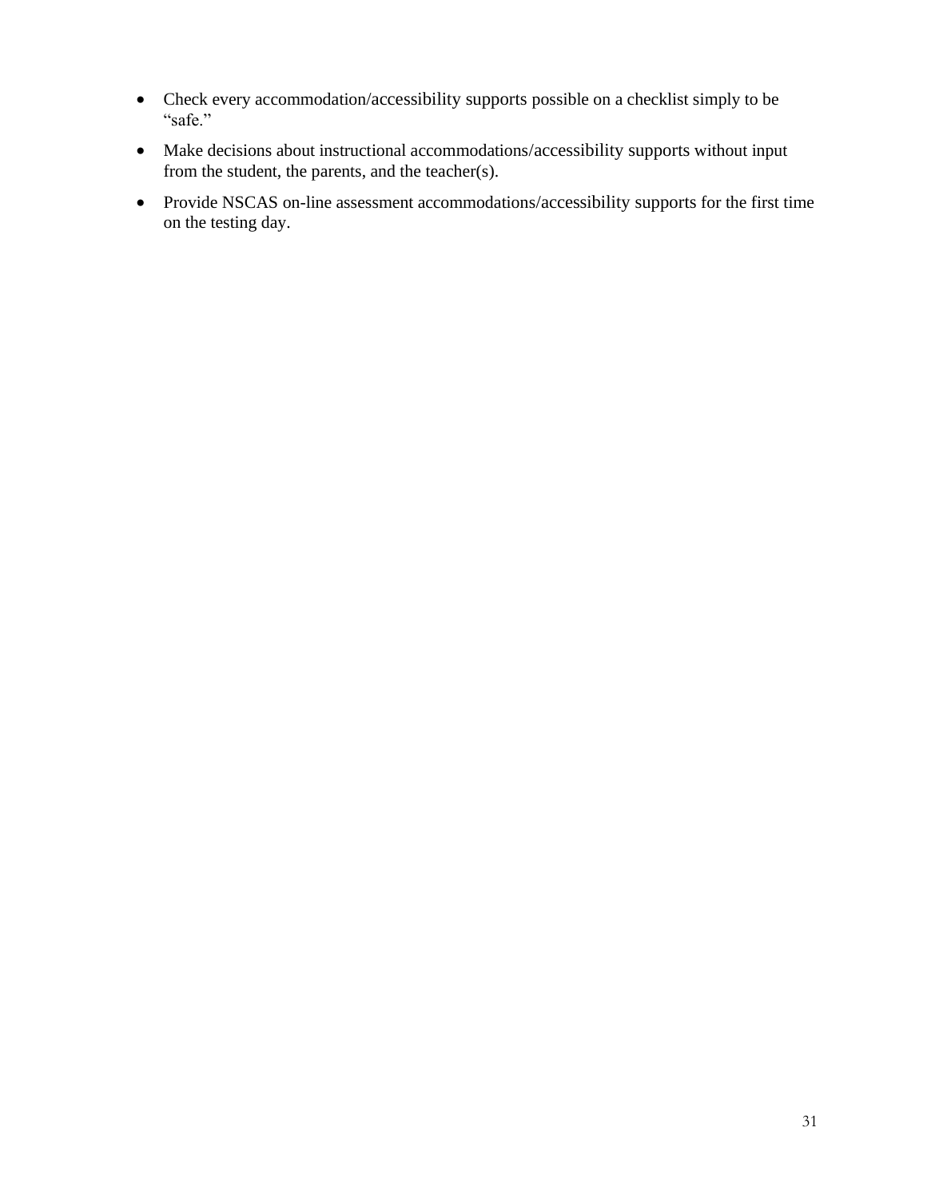- Check every accommodation/accessibility supports possible on a checklist simply to be "safe."
- Make decisions about instructional accommodations/accessibility supports without input from the student, the parents, and the teacher(s).
- Provide NSCAS on-line assessment accommodations/accessibility supports for the first time on the testing day.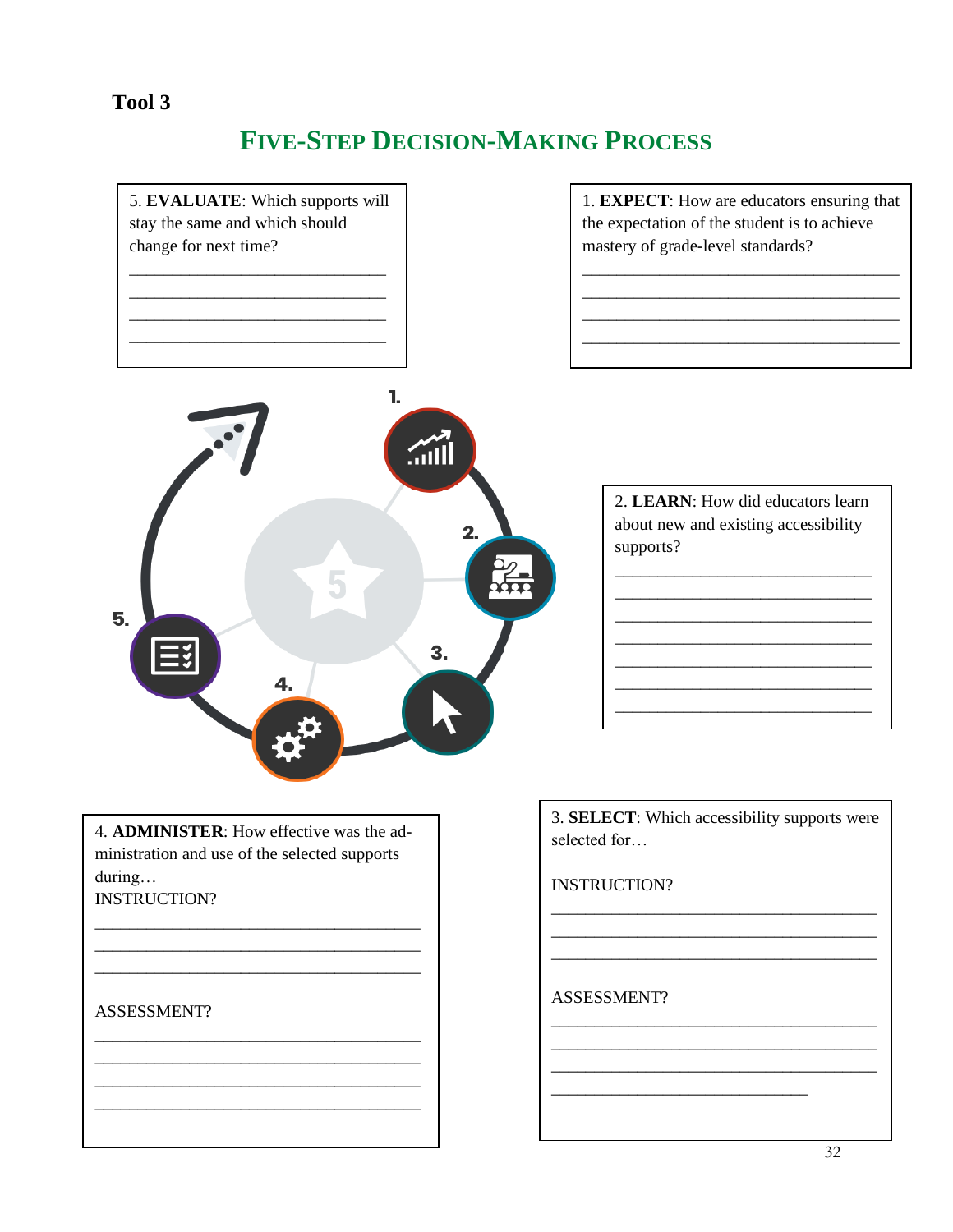**Tool 3**

## FIVE-STEP DECISION-MAKING PROCESS

1\. **EXPECT**: How are educators ensuring that the expectation of the student is to achieve mastery of grade-level standards?

____________________________________
____________________________________
____________________________________
____________________________________

2\. **LEARN**: How did educators learn about new and existing accessibility supports?

____________________________________
____________________________________
____________________________________
____________________________________
____________________________________
____________________________________
____________________________________

3\. **SELECT**: Which accessibility supports were selected for…

INSTRUCTION?

____________________________________
____________________________________
____________________________________

ASSESSMENT?

____________________________________
____________________________________
____________________________________
____________________________________

4\. **ADMINISTER**: How effective was the administration and use of the selected supports during…

INSTRUCTION?

____________________________________
____________________________________
____________________________________

ASSESSMENT?

____________________________________
____________________________________
____________________________________
____________________________________

5\. **EVALUATE**: Which supports will stay the same and which should change for next time?

____________________________________
____________________________________
____________________________________
____________________________________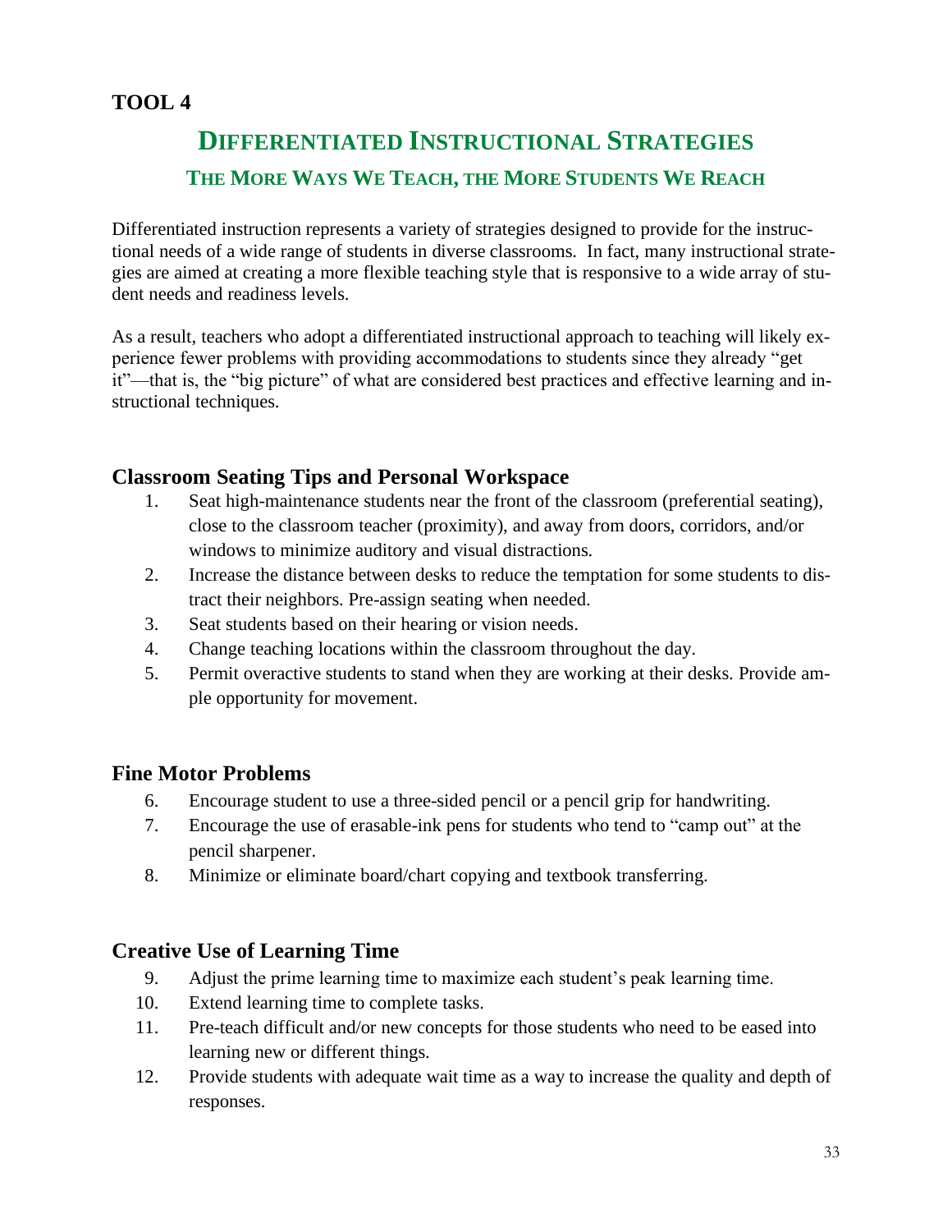## TOOL 4

# DIFFERENTIATED INSTRUCTIONAL STRATEGIES

### THE MORE WAYS WE TEACH, THE MORE STUDENTS WE REACH

Differentiated instruction represents a variety of strategies designed to provide for the instructional needs of a wide range of students in diverse classrooms. In fact, many instructional strategies are aimed at creating a more flexible teaching style that is responsive to a wide array of student needs and readiness levels.

As a result, teachers who adopt a differentiated instructional approach to teaching will likely experience fewer problems with providing accommodations to students since they already "get it"—that is, the "big picture" of what are considered best practices and effective learning and instructional techniques.

### Classroom Seating Tips and Personal Workspace

1. Seat high-maintenance students near the front of the classroom (preferential seating), close to the classroom teacher (proximity), and away from doors, corridors, and/or windows to minimize auditory and visual distractions.
2. Increase the distance between desks to reduce the temptation for some students to distract their neighbors. Pre-assign seating when needed.
3. Seat students based on their hearing or vision needs.
4. Change teaching locations within the classroom throughout the day.
5. Permit overactive students to stand when they are working at their desks. Provide ample opportunity for movement.

### Fine Motor Problems

6. Encourage student to use a three-sided pencil or a pencil grip for handwriting.
7. Encourage the use of erasable-ink pens for students who tend to "camp out" at the pencil sharpener.
8. Minimize or eliminate board/chart copying and textbook transferring.

### Creative Use of Learning Time

9. Adjust the prime learning time to maximize each student's peak learning time.
10. Extend learning time to complete tasks.
11. Pre-teach difficult and/or new concepts for those students who need to be eased into learning new or different things.
12. Provide students with adequate wait time as a way to increase the quality and depth of responses.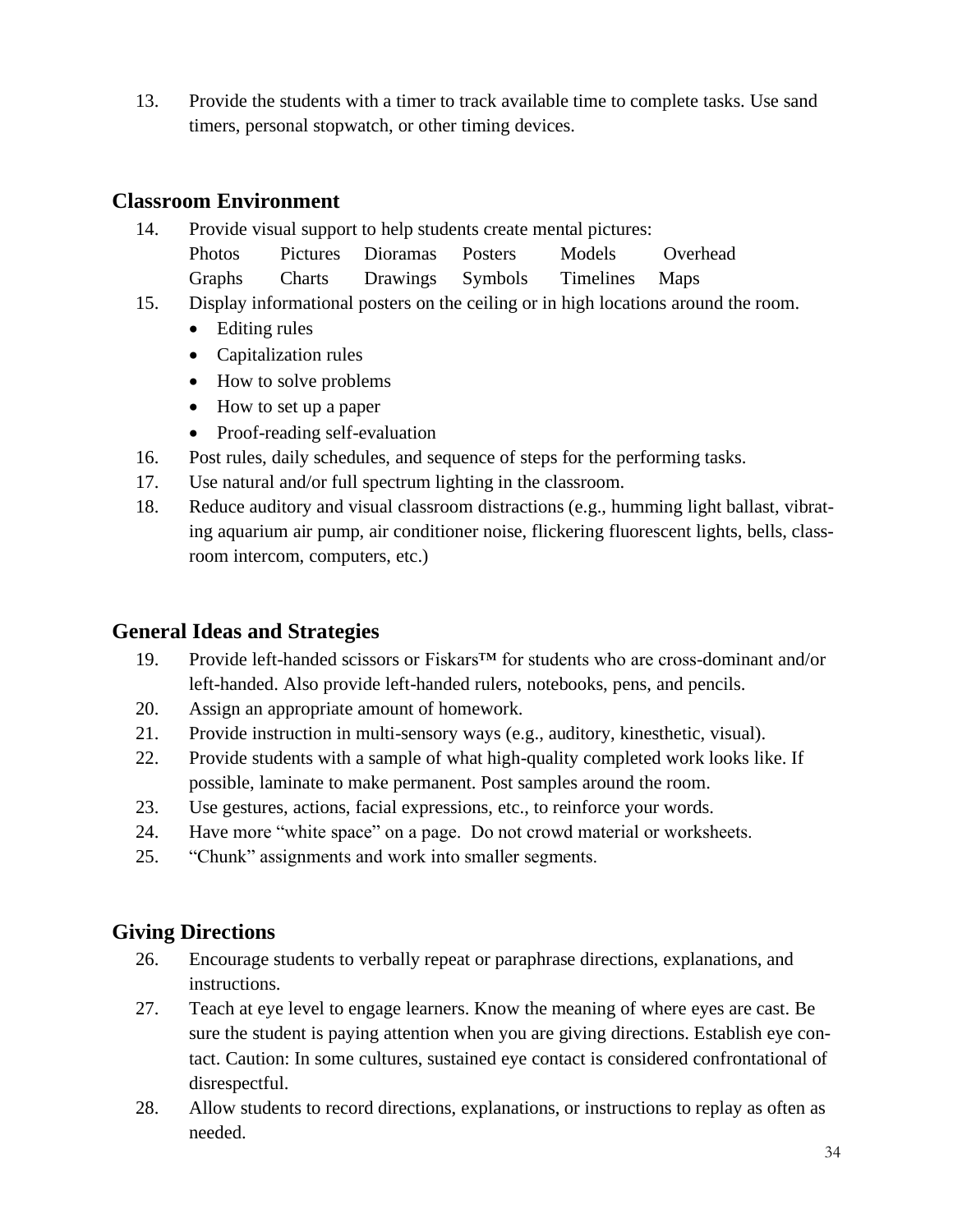13. Provide the students with a timer to track available time to complete tasks. Use sand timers, personal stopwatch, or other timing devices.

## Classroom Environment

14. Provide visual support to help students create mental pictures:

    | | | | | | |
    |---|---|---|---|---|---|
    | Photos | Pictures | Dioramas | Posters | Models | Overhead |
    | Graphs | Charts | Drawings | Symbols | Timelines | Maps |

15. Display informational posters on the ceiling or in high locations around the room.
    - Editing rules
    - Capitalization rules
    - How to solve problems
    - How to set up a paper
    - Proof-reading self-evaluation
16. Post rules, daily schedules, and sequence of steps for the performing tasks.
17. Use natural and/or full spectrum lighting in the classroom.
18. Reduce auditory and visual classroom distractions (e.g., humming light ballast, vibrating aquarium air pump, air conditioner noise, flickering fluorescent lights, bells, classroom intercom, computers, etc.)

## General Ideas and Strategies

19. Provide left-handed scissors or Fiskars™ for students who are cross-dominant and/or left-handed. Also provide left-handed rulers, notebooks, pens, and pencils.
20. Assign an appropriate amount of homework.
21. Provide instruction in multi-sensory ways (e.g., auditory, kinesthetic, visual).
22. Provide students with a sample of what high-quality completed work looks like. If possible, laminate to make permanent. Post samples around the room.
23. Use gestures, actions, facial expressions, etc., to reinforce your words.
24. Have more "white space" on a page. Do not crowd material or worksheets.
25. "Chunk" assignments and work into smaller segments.

## Giving Directions

26. Encourage students to verbally repeat or paraphrase directions, explanations, and instructions.
27. Teach at eye level to engage learners. Know the meaning of where eyes are cast. Be sure the student is paying attention when you are giving directions. Establish eye contact. Caution: In some cultures, sustained eye contact is considered confrontational of disrespectful.
28. Allow students to record directions, explanations, or instructions to replay as often as needed.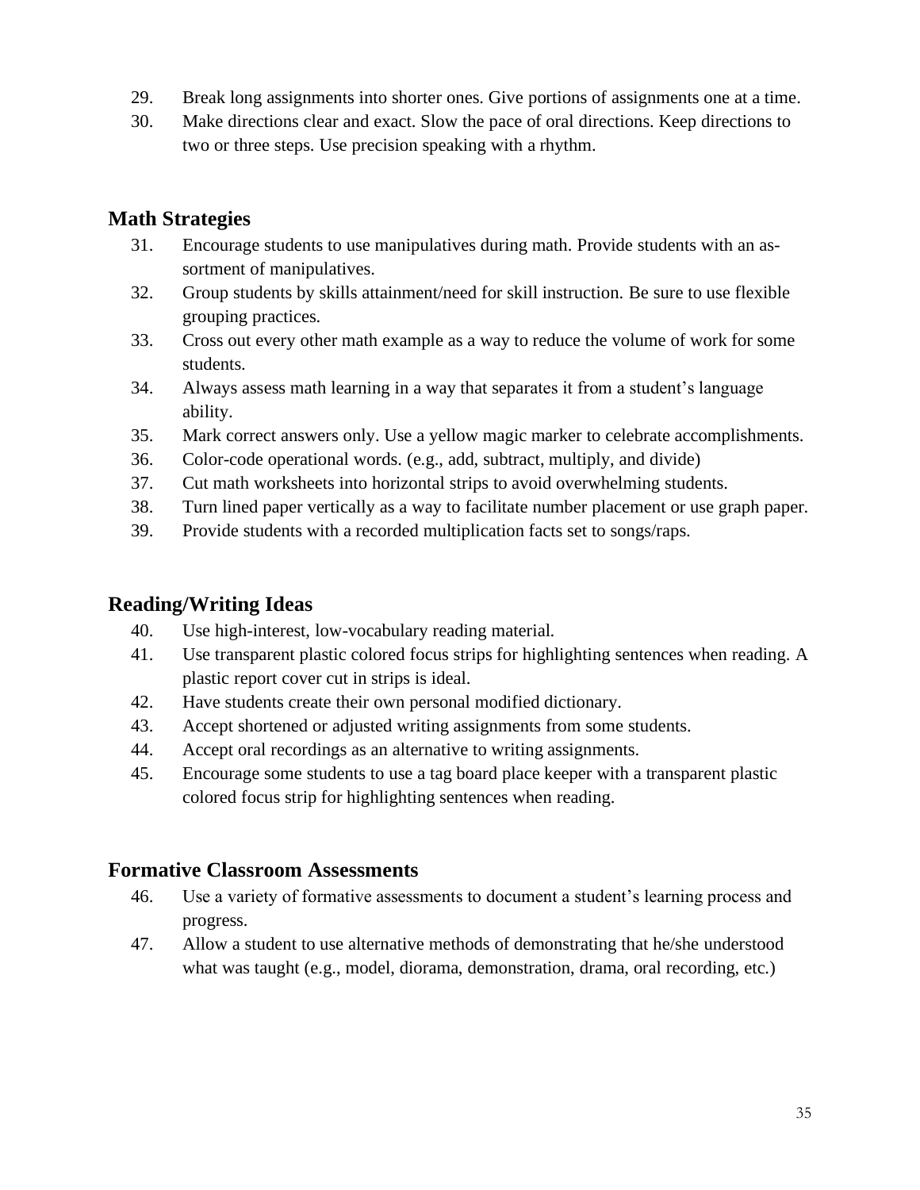29. Break long assignments into shorter ones. Give portions of assignments one at a time.
30. Make directions clear and exact. Slow the pace of oral directions. Keep directions to two or three steps. Use precision speaking with a rhythm.

## Math Strategies

31. Encourage students to use manipulatives during math. Provide students with an assortment of manipulatives.
32. Group students by skills attainment/need for skill instruction. Be sure to use flexible grouping practices.
33. Cross out every other math example as a way to reduce the volume of work for some students.
34. Always assess math learning in a way that separates it from a student's language ability.
35. Mark correct answers only. Use a yellow magic marker to celebrate accomplishments.
36. Color-code operational words. (e.g., add, subtract, multiply, and divide)
37. Cut math worksheets into horizontal strips to avoid overwhelming students.
38. Turn lined paper vertically as a way to facilitate number placement or use graph paper.
39. Provide students with a recorded multiplication facts set to songs/raps.

## Reading/Writing Ideas

40. Use high-interest, low-vocabulary reading material.
41. Use transparent plastic colored focus strips for highlighting sentences when reading. A plastic report cover cut in strips is ideal.
42. Have students create their own personal modified dictionary.
43. Accept shortened or adjusted writing assignments from some students.
44. Accept oral recordings as an alternative to writing assignments.
45. Encourage some students to use a tag board place keeper with a transparent plastic colored focus strip for highlighting sentences when reading.

## Formative Classroom Assessments

46. Use a variety of formative assessments to document a student's learning process and progress.
47. Allow a student to use alternative methods of demonstrating that he/she understood what was taught (e.g., model, diorama, demonstration, drama, oral recording, etc.)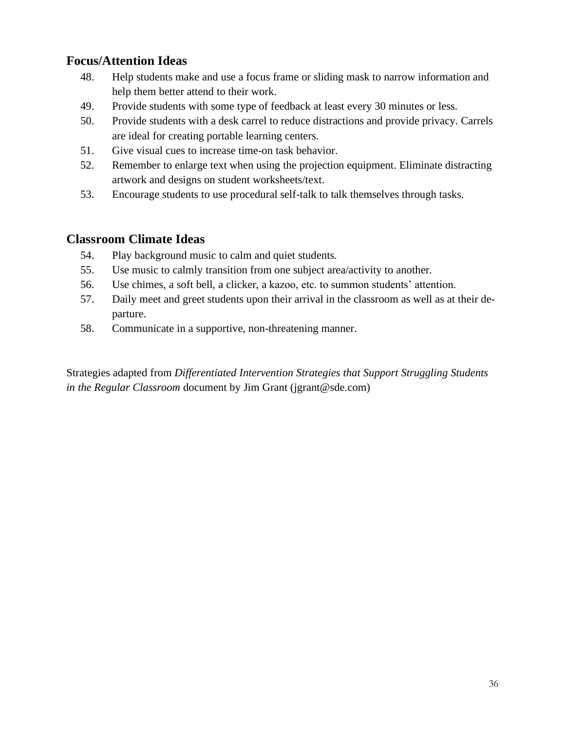## Focus/Attention Ideas

48. Help students make and use a focus frame or sliding mask to narrow information and help them better attend to their work.
49. Provide students with some type of feedback at least every 30 minutes or less.
50. Provide students with a desk carrel to reduce distractions and provide privacy. Carrels are ideal for creating portable learning centers.
51. Give visual cues to increase time-on task behavior.
52. Remember to enlarge text when using the projection equipment. Eliminate distracting artwork and designs on student worksheets/text.
53. Encourage students to use procedural self-talk to talk themselves through tasks.

## Classroom Climate Ideas

54. Play background music to calm and quiet students.
55. Use music to calmly transition from one subject area/activity to another.
56. Use chimes, a soft bell, a clicker, a kazoo, etc. to summon students' attention.
57. Daily meet and greet students upon their arrival in the classroom as well as at their departure.
58. Communicate in a supportive, non-threatening manner.

Strategies adapted from *Differentiated Intervention Strategies that Support Struggling Students in the Regular Classroom* document by Jim Grant (jgrant@sde.com)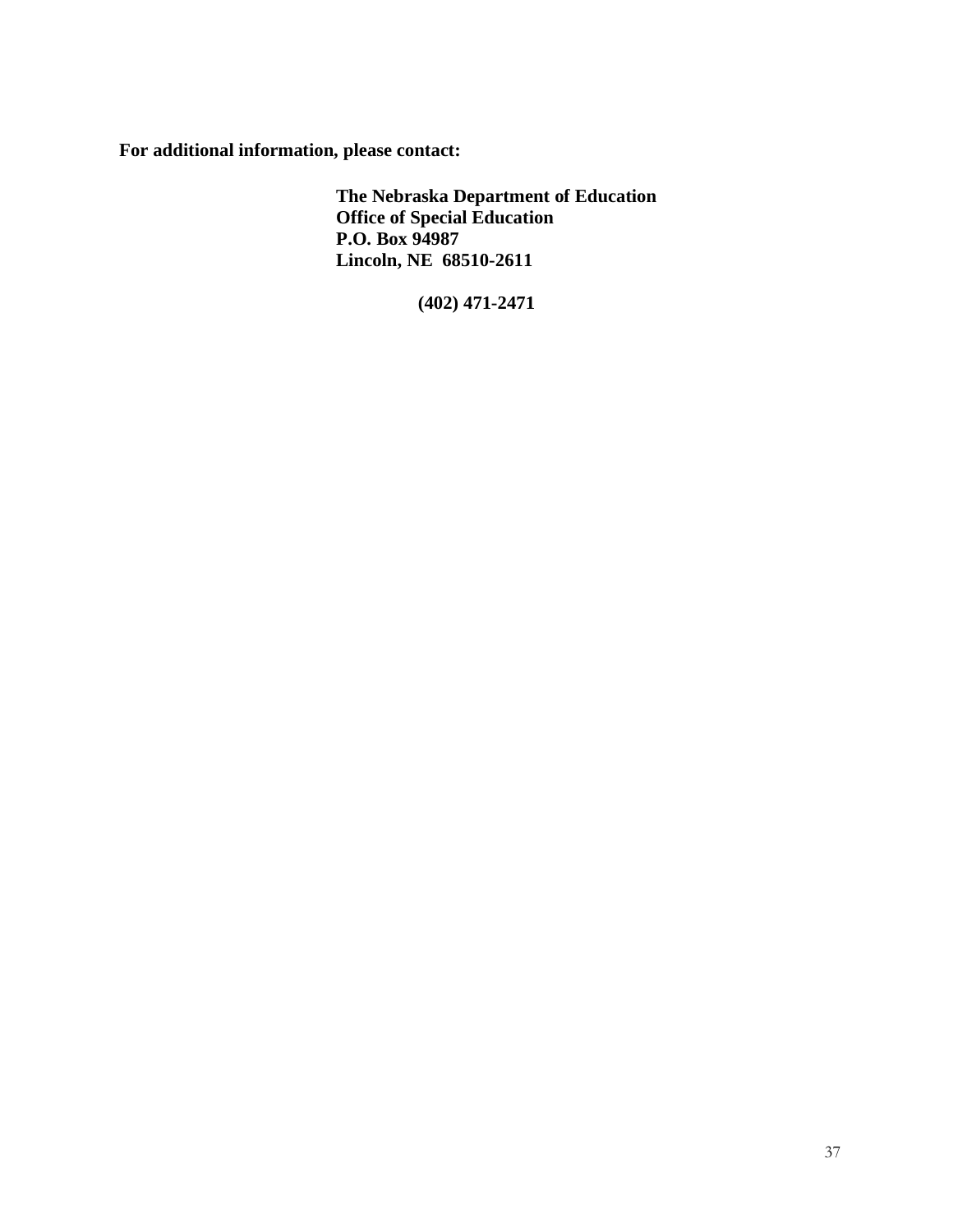**For additional information, please contact:**

**The Nebraska Department of Education**
**Office of Special Education**
**P.O. Box 94987**
**Lincoln, NE 68510-2611**

**(402) 471-2471**